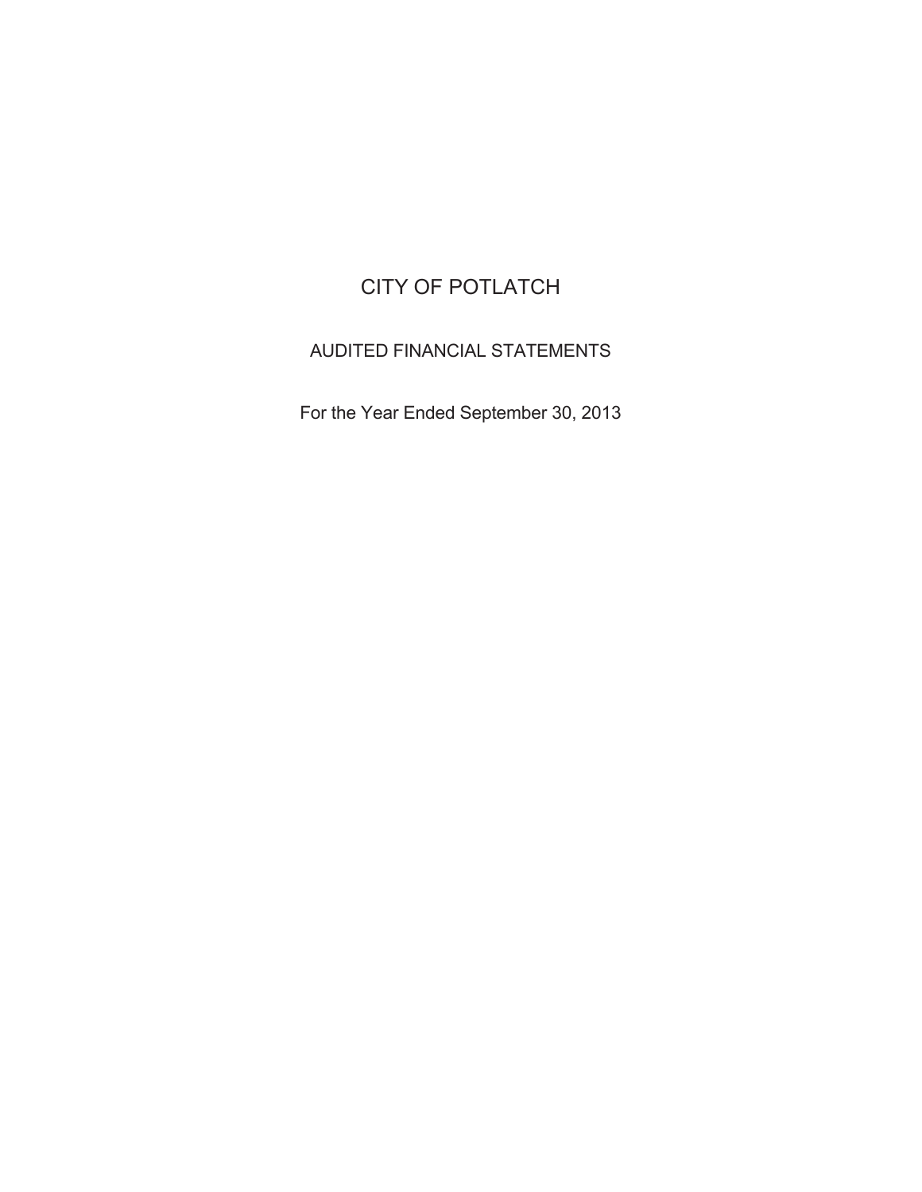# CITY OF POTLATCH

## AUDITED FINANCIAL STATEMENTS

For the Year Ended September 30, 2013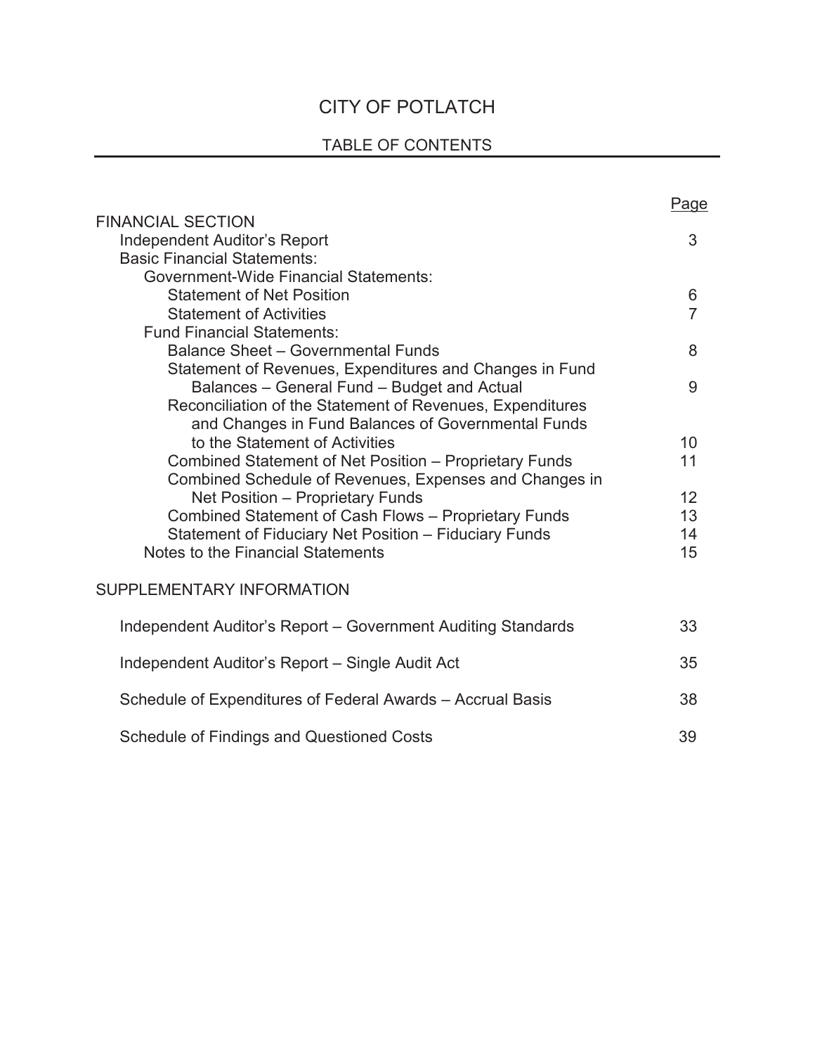# CITY OF POTLATCH

## TABLE OF CONTENTS

| | Page |
|---|---|
| FINANCIAL SECTION | |
| Independent Auditor's Report | 3 |
| Basic Financial Statements: | |
| Government-Wide Financial Statements: | |
| Statement of Net Position | 6 |
| Statement of Activities | 7 |
| Fund Financial Statements: | |
| Balance Sheet – Governmental Funds | 8 |
| Statement of Revenues, Expenditures and Changes in Fund Balances – General Fund – Budget and Actual | 9 |
| Reconciliation of the Statement of Revenues, Expenditures and Changes in Fund Balances of Governmental Funds to the Statement of Activities | 10 |
| Combined Statement of Net Position – Proprietary Funds | 11 |
| Combined Schedule of Revenues, Expenses and Changes in Net Position – Proprietary Funds | 12 |
| Combined Statement of Cash Flows – Proprietary Funds | 13 |
| Statement of Fiduciary Net Position – Fiduciary Funds | 14 |
| Notes to the Financial Statements | 15 |
| SUPPLEMENTARY INFORMATION | |
| Independent Auditor's Report – Government Auditing Standards | 33 |
| Independent Auditor's Report – Single Audit Act | 35 |
| Schedule of Expenditures of Federal Awards – Accrual Basis | 38 |
| Schedule of Findings and Questioned Costs | 39 |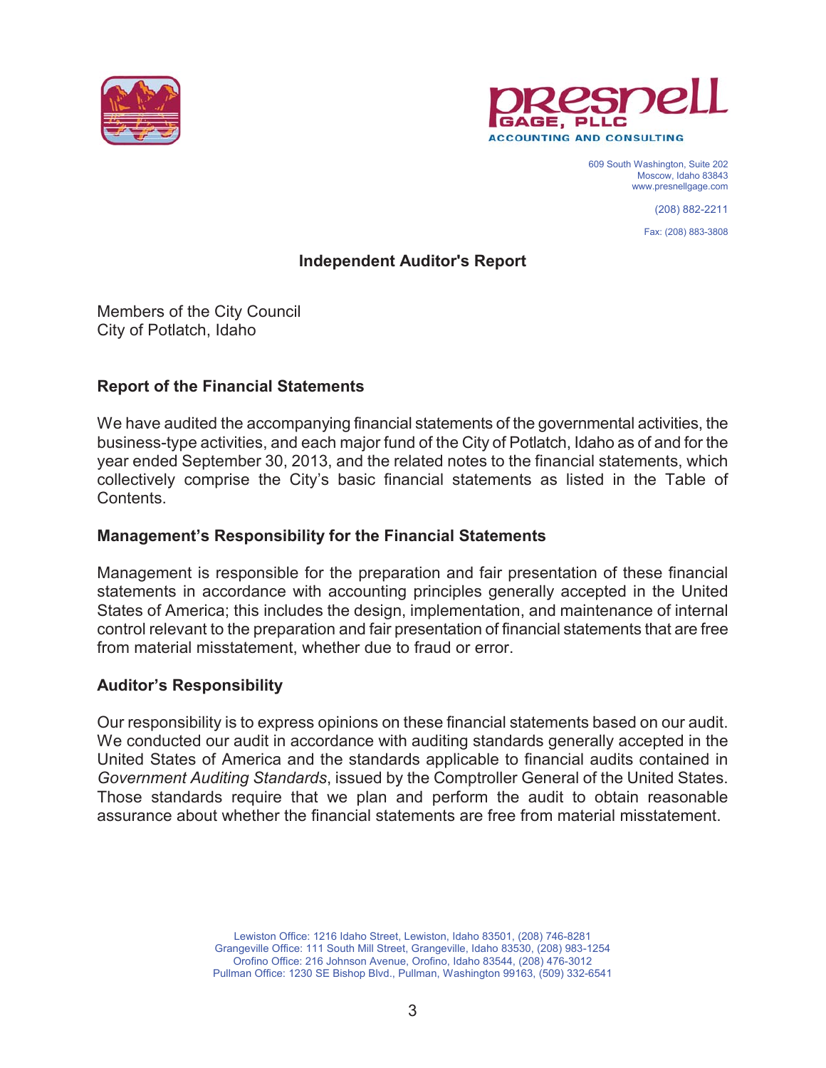Presnell Gage, PLLC
ACCOUNTING AND CONSULTING

609 South Washington, Suite 202
Moscow, Idaho 83843
www.presnellgage.com

(208) 882-2211

Fax: (208) 883-3808

# Independent Auditor's Report

Members of the City Council
City of Potlatch, Idaho

## Report of the Financial Statements

We have audited the accompanying financial statements of the governmental activities, the business-type activities, and each major fund of the City of Potlatch, Idaho as of and for the year ended September 30, 2013, and the related notes to the financial statements, which collectively comprise the City's basic financial statements as listed in the Table of Contents.

## Management's Responsibility for the Financial Statements

Management is responsible for the preparation and fair presentation of these financial statements in accordance with accounting principles generally accepted in the United States of America; this includes the design, implementation, and maintenance of internal control relevant to the preparation and fair presentation of financial statements that are free from material misstatement, whether due to fraud or error.

## Auditor's Responsibility

Our responsibility is to express opinions on these financial statements based on our audit. We conducted our audit in accordance with auditing standards generally accepted in the United States of America and the standards applicable to financial audits contained in *Government Auditing Standards*, issued by the Comptroller General of the United States. Those standards require that we plan and perform the audit to obtain reasonable assurance about whether the financial statements are free from material misstatement.

Lewiston Office: 1216 Idaho Street, Lewiston, Idaho 83501, (208) 746-8281
Grangeville Office: 111 South Mill Street, Grangeville, Idaho 83530, (208) 983-1254
Orofino Office: 216 Johnson Avenue, Orofino, Idaho 83544, (208) 476-3012
Pullman Office: 1230 SE Bishop Blvd., Pullman, Washington 99163, (509) 332-6541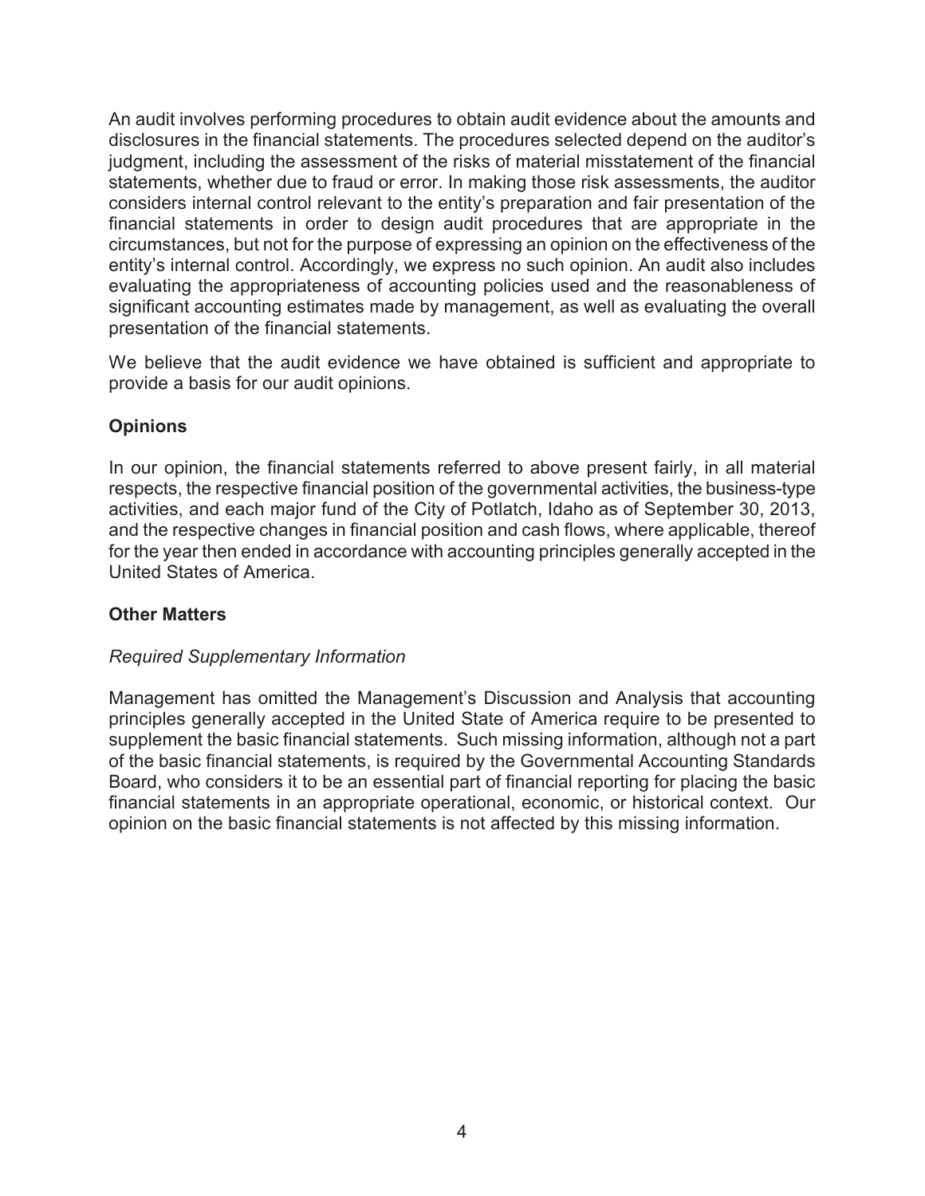An audit involves performing procedures to obtain audit evidence about the amounts and disclosures in the financial statements. The procedures selected depend on the auditor's judgment, including the assessment of the risks of material misstatement of the financial statements, whether due to fraud or error. In making those risk assessments, the auditor considers internal control relevant to the entity's preparation and fair presentation of the financial statements in order to design audit procedures that are appropriate in the circumstances, but not for the purpose of expressing an opinion on the effectiveness of the entity's internal control. Accordingly, we express no such opinion. An audit also includes evaluating the appropriateness of accounting policies used and the reasonableness of significant accounting estimates made by management, as well as evaluating the overall presentation of the financial statements.

We believe that the audit evidence we have obtained is sufficient and appropriate to provide a basis for our audit opinions.

**Opinions**

In our opinion, the financial statements referred to above present fairly, in all material respects, the respective financial position of the governmental activities, the business-type activities, and each major fund of the City of Potlatch, Idaho as of September 30, 2013, and the respective changes in financial position and cash flows, where applicable, thereof for the year then ended in accordance with accounting principles generally accepted in the United States of America.

**Other Matters**

*Required Supplementary Information*

Management has omitted the Management's Discussion and Analysis that accounting principles generally accepted in the United State of America require to be presented to supplement the basic financial statements. Such missing information, although not a part of the basic financial statements, is required by the Governmental Accounting Standards Board, who considers it to be an essential part of financial reporting for placing the basic financial statements in an appropriate operational, economic, or historical context. Our opinion on the basic financial statements is not affected by this missing information.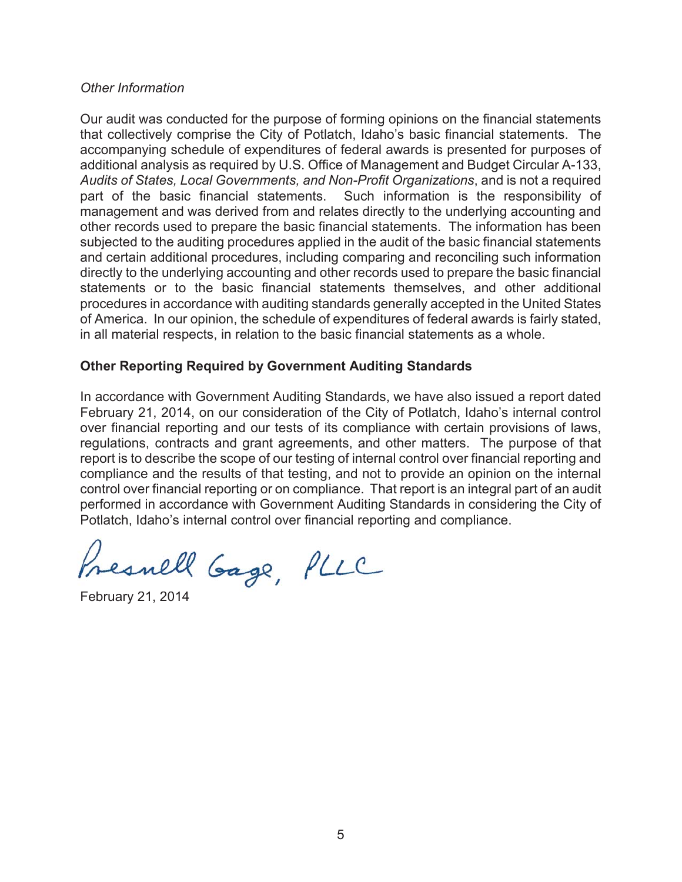*Other Information*

Our audit was conducted for the purpose of forming opinions on the financial statements that collectively comprise the City of Potlatch, Idaho's basic financial statements. The accompanying schedule of expenditures of federal awards is presented for purposes of additional analysis as required by U.S. Office of Management and Budget Circular A-133, *Audits of States, Local Governments, and Non-Profit Organizations*, and is not a required part of the basic financial statements. Such information is the responsibility of management and was derived from and relates directly to the underlying accounting and other records used to prepare the basic financial statements. The information has been subjected to the auditing procedures applied in the audit of the basic financial statements and certain additional procedures, including comparing and reconciling such information directly to the underlying accounting and other records used to prepare the basic financial statements or to the basic financial statements themselves, and other additional procedures in accordance with auditing standards generally accepted in the United States of America. In our opinion, the schedule of expenditures of federal awards is fairly stated, in all material respects, in relation to the basic financial statements as a whole.

**Other Reporting Required by Government Auditing Standards**

In accordance with Government Auditing Standards, we have also issued a report dated February 21, 2014, on our consideration of the City of Potlatch, Idaho's internal control over financial reporting and our tests of its compliance with certain provisions of laws, regulations, contracts and grant agreements, and other matters. The purpose of that report is to describe the scope of our testing of internal control over financial reporting and compliance and the results of that testing, and not to provide an opinion on the internal control over financial reporting or on compliance. That report is an integral part of an audit performed in accordance with Government Auditing Standards in considering the City of Potlatch, Idaho's internal control over financial reporting and compliance.

Presnell Gage, PLLC

February 21, 2014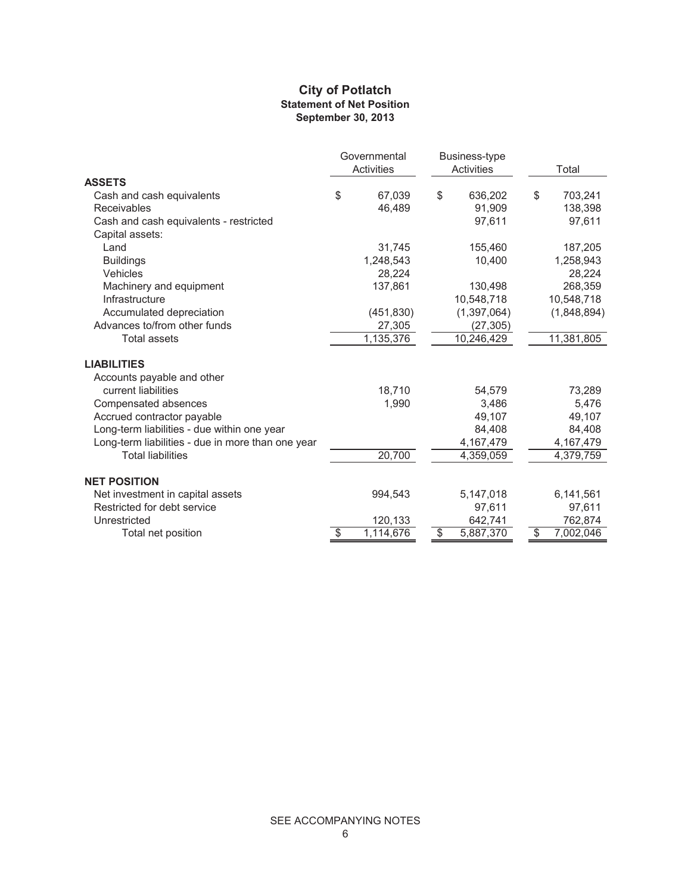# City of Potlatch
## Statement of Net Position
## September 30, 2013

| | Governmental Activities | Business-type Activities | Total |
|---|---|---|---|
| **ASSETS** | | | |
| Cash and cash equivalents | $ 67,039 | $ 636,202 | $ 703,241 |
| Receivables | 46,489 | 91,909 | 138,398 |
| Cash and cash equivalents - restricted | | 97,611 | 97,611 |
| Capital assets: | | | |
| Land | 31,745 | 155,460 | 187,205 |
| Buildings | 1,248,543 | 10,400 | 1,258,943 |
| Vehicles | 28,224 | | 28,224 |
| Machinery and equipment | 137,861 | 130,498 | 268,359 |
| Infrastructure | | 10,548,718 | 10,548,718 |
| Accumulated depreciation | (451,830) | (1,397,064) | (1,848,894) |
| Advances to/from other funds | 27,305 | (27,305) | |
| Total assets | 1,135,376 | 10,246,429 | 11,381,805 |
| **LIABILITIES** | | | |
| Accounts payable and other current liabilities | 18,710 | 54,579 | 73,289 |
| Compensated absences | 1,990 | 3,486 | 5,476 |
| Accrued contractor payable | | 49,107 | 49,107 |
| Long-term liabilities - due within one year | | 84,408 | 84,408 |
| Long-term liabilities - due in more than one year | | 4,167,479 | 4,167,479 |
| Total liabilities | 20,700 | 4,359,059 | 4,379,759 |
| **NET POSITION** | | | |
| Net investment in capital assets | 994,543 | 5,147,018 | 6,141,561 |
| Restricted for debt service | | 97,611 | 97,611 |
| Unrestricted | 120,133 | 642,741 | 762,874 |
| Total net position | $ 1,114,676 | $ 5,887,370 | $ 7,002,046 |

SEE ACCOMPANYING NOTES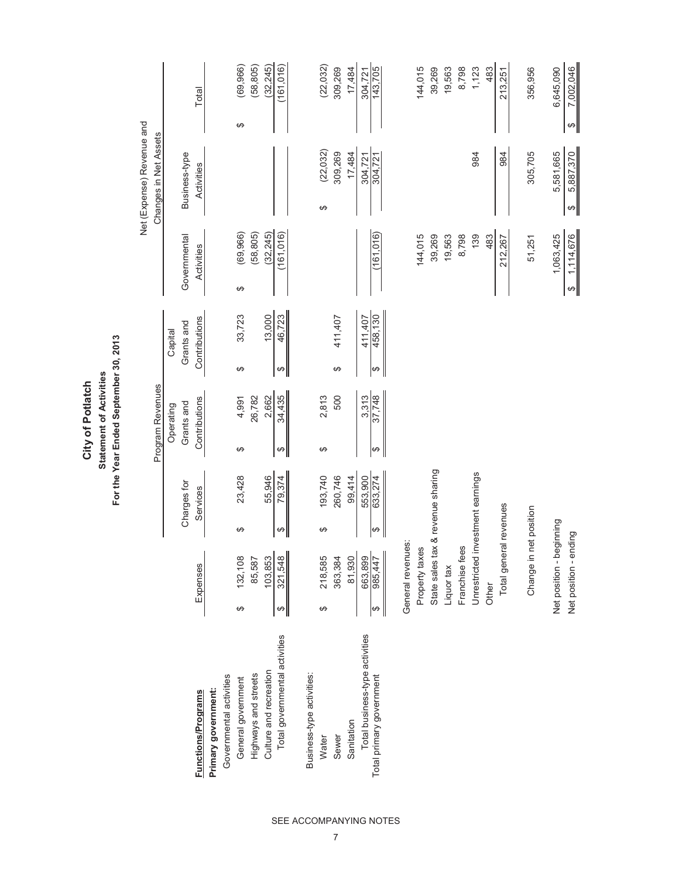# City of Potlatch

## Statement of Activities

### For the Year Ended September 30, 2013

| Functions/Programs | Expenses | Program Revenues: Charges for Services | Program Revenues: Operating Grants and Contributions | Program Revenues: Capital Grants and Contributions | Net (Expense) Revenue and Changes in Net Assets: Governmental Activities | Net (Expense) Revenue and Changes in Net Assets: Business-type Activities | Net (Expense) Revenue and Changes in Net Assets: Total |
|---|---|---|---|---|---|---|---|
| **Primary government:** | | | | | | | |
| Governmental activities | | | | | | | |
| General government | $ 132,108 | $ 23,428 | $ 4,991 | $ 33,723 | $ (69,966) | | $ (69,966) |
| Highways and streets | 85,587 | | 26,782 | | (58,805) | | (58,805) |
| Culture and recreation | 103,853 | 55,946 | 2,662 | 13,000 | (32,245) | | (32,245) |
| Total governmental activities | $ 321,548 | $ 79,374 | $ 34,435 | $ 46,723 | (161,016) | | (161,016) |
| Business-type activities: | | | | | | | |
| Water | $ 218,585 | $ 193,740 | $ 2,813 | | | $ (22,032) | (22,032) |
| Sewer | 363,384 | 260,746 | 500 | $ 411,407 | | 309,269 | 309,269 |
| Sanitation | 81,930 | 99,414 | | | | 17,484 | 17,484 |
| Total business-type activities | 663,899 | 553,900 | 3,313 | 411,407 | | 304,721 | 304,721 |
| Total primary government | $ 985,447 | $ 633,274 | $ 37,748 | $ 458,130 | (161,016) | 304,721 | 143,705 |
| General revenues: | | | | | | | |
| Property taxes | | | | | 144,015 | | 144,015 |
| State sales tax & revenue sharing | | | | | 39,269 | | 39,269 |
| Liquor tax | | | | | 19,563 | | 19,563 |
| Franchise fees | | | | | 8,798 | | 8,798 |
| Unrestricted investment earnings | | | | | 139 | 984 | 1,123 |
| Other | | | | | 483 | | 483 |
| Total general revenues | | | | | 212,267 | 984 | 213,251 |
| Change in net position | | | | | 51,251 | 305,705 | 356,956 |
| Net position - beginning | | | | | 1,063,425 | 5,581,665 | 6,645,090 |
| Net position - ending | | | | | $ 1,114,676 | $ 5,887,370 | $ 7,002,046 |

SEE ACCOMPANYING NOTES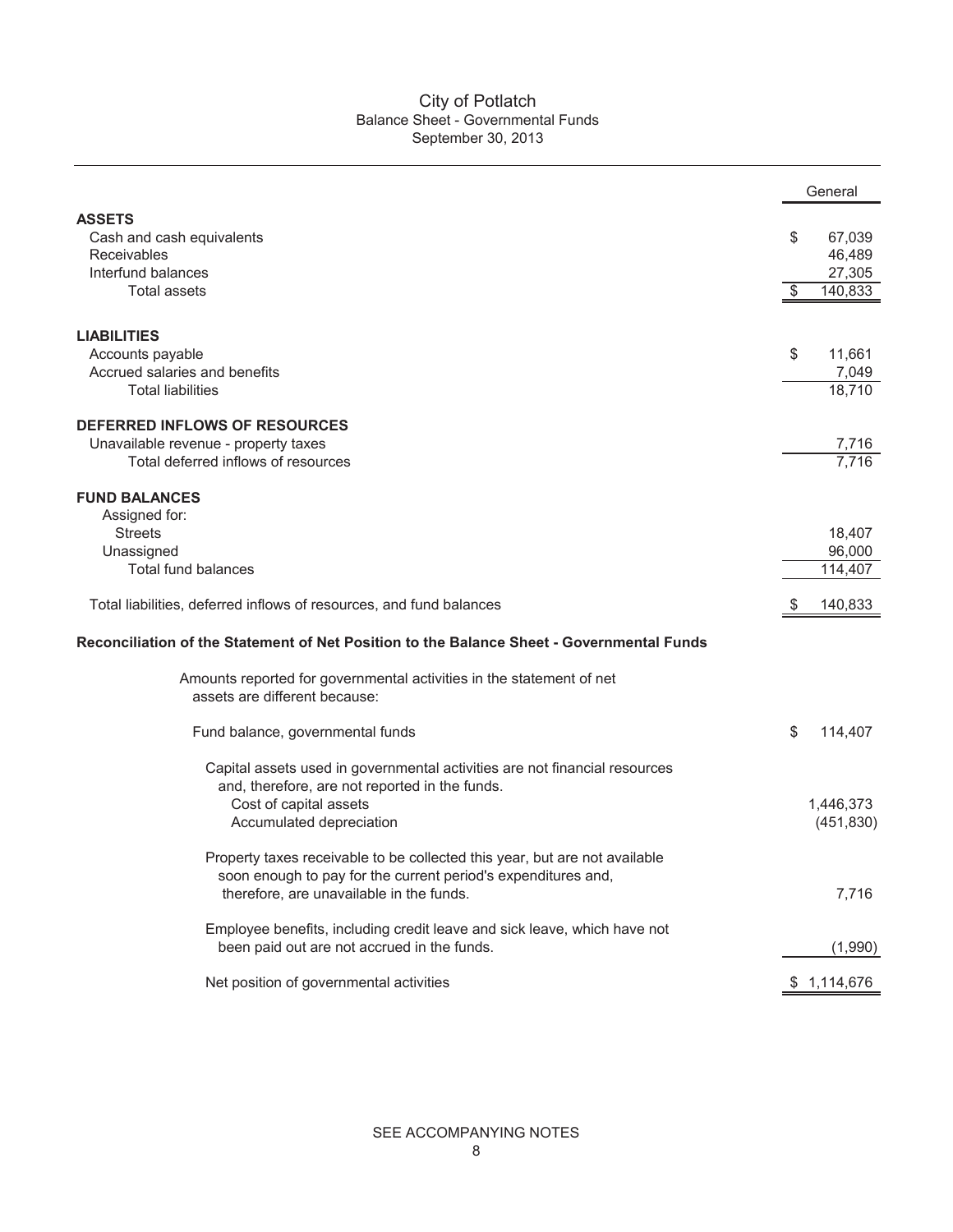# City of Potlatch
## Balance Sheet - Governmental Funds
### September 30, 2013

| | General |
|---|---|
| **ASSETS** | |
| Cash and cash equivalents | $ 67,039 |
| Receivables | 46,489 |
| Interfund balances | 27,305 |
| Total assets | $ 140,833 |
| | |
| **LIABILITIES** | |
| Accounts payable | $ 11,661 |
| Accrued salaries and benefits | 7,049 |
| Total liabilities | 18,710 |
| | |
| **DEFERRED INFLOWS OF RESOURCES** | |
| Unavailable revenue - property taxes | 7,716 |
| Total deferred inflows of resources | 7,716 |
| | |
| **FUND BALANCES** | |
| Assigned for: | |
| Streets | 18,407 |
| Unassigned | 96,000 |
| Total fund balances | 114,407 |
| | |
| Total liabilities, deferred inflows of resources, and fund balances | $ 140,833 |

**Reconciliation of the Statement of Net Position to the Balance Sheet - Governmental Funds**

Amounts reported for governmental activities in the statement of net assets are different because:

| | |
|---|---|
| Fund balance, governmental funds | $ 114,407 |
| Capital assets used in governmental activities are not financial resources and, therefore, are not reported in the funds. | |
| Cost of capital assets | 1,446,373 |
| Accumulated depreciation | (451,830) |
| Property taxes receivable to be collected this year, but are not available soon enough to pay for the current period's expenditures and, therefore, are unavailable in the funds. | 7,716 |
| Employee benefits, including credit leave and sick leave, which have not been paid out are not accrued in the funds. | (1,990) |
| Net position of governmental activities | $ 1,114,676 |

SEE ACCOMPANYING NOTES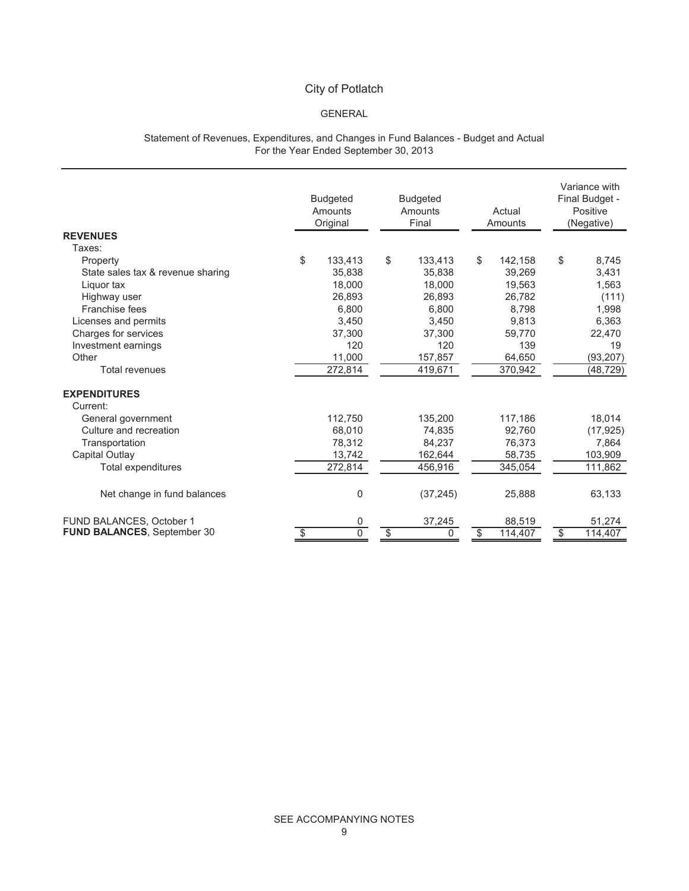# City of Potlatch

## GENERAL

### Statement of Revenues, Expenditures, and Changes in Fund Balances - Budget and Actual
For the Year Ended September 30, 2013

| | Budgeted Amounts Original | Budgeted Amounts Final | Actual Amounts | Variance with Final Budget - Positive (Negative) |
|---|---|---|---|---|
| **REVENUES** | | | | |
| Taxes: | | | | |
| Property | $ 133,413 | $ 133,413 | $ 142,158 | $ 8,745 |
| State sales tax & revenue sharing | 35,838 | 35,838 | 39,269 | 3,431 |
| Liquor tax | 18,000 | 18,000 | 19,563 | 1,563 |
| Highway user | 26,893 | 26,893 | 26,782 | (111) |
| Franchise fees | 6,800 | 6,800 | 8,798 | 1,998 |
| Licenses and permits | 3,450 | 3,450 | 9,813 | 6,363 |
| Charges for services | 37,300 | 37,300 | 59,770 | 22,470 |
| Investment earnings | 120 | 120 | 139 | 19 |
| Other | 11,000 | 157,857 | 64,650 | (93,207) |
| Total revenues | 272,814 | 419,671 | 370,942 | (48,729) |
| **EXPENDITURES** | | | | |
| Current: | | | | |
| General government | 112,750 | 135,200 | 117,186 | 18,014 |
| Culture and recreation | 68,010 | 74,835 | 92,760 | (17,925) |
| Transportation | 78,312 | 84,237 | 76,373 | 7,864 |
| Capital Outlay | 13,742 | 162,644 | 58,735 | 103,909 |
| Total expenditures | 272,814 | 456,916 | 345,054 | 111,862 |
| Net change in fund balances | 0 | (37,245) | 25,888 | 63,133 |
| FUND BALANCES, October 1 | 0 | 37,245 | 88,519 | 51,274 |
| **FUND BALANCES**, September 30 | $ 0 | $ 0 | $ 114,407 | $ 114,407 |

SEE ACCOMPANYING NOTES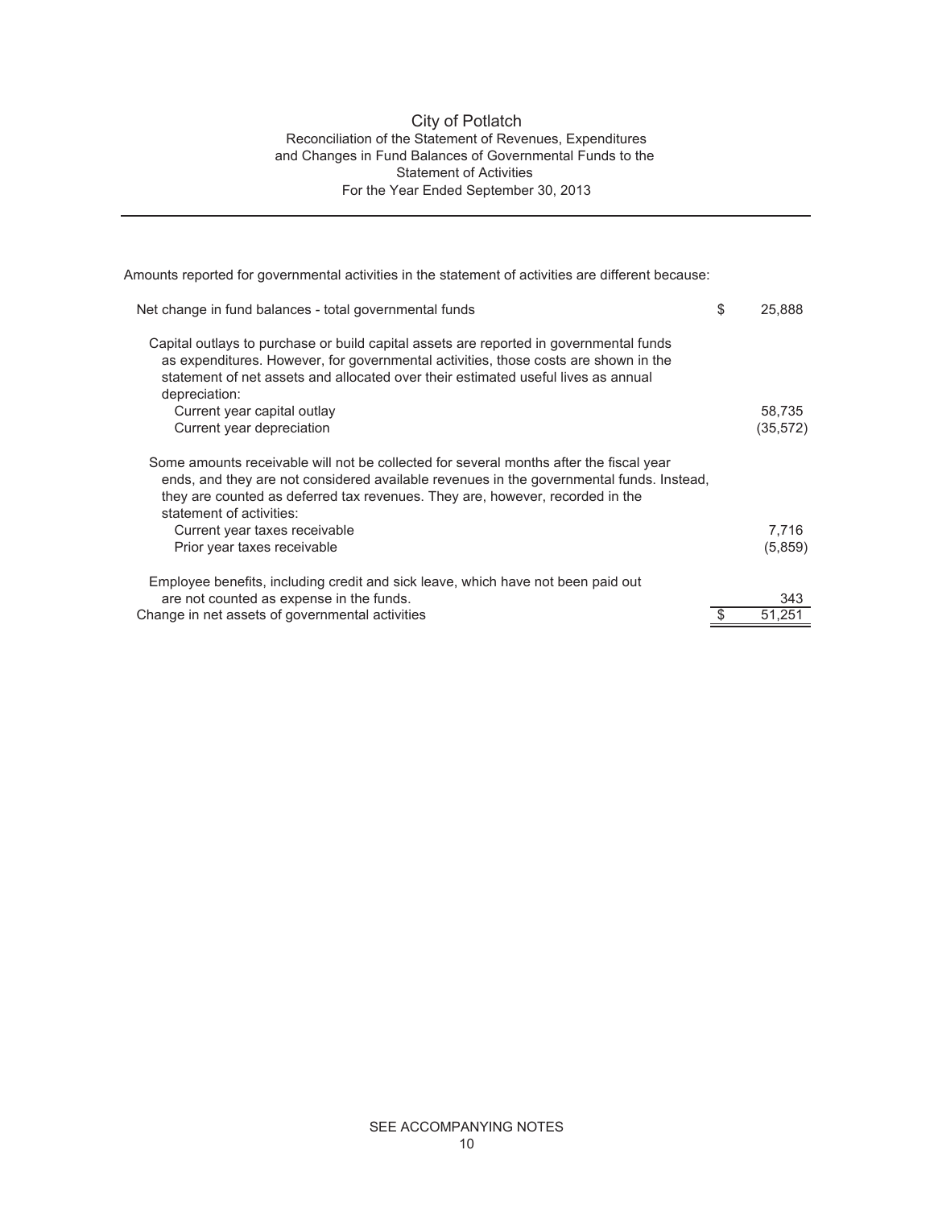# City of Potlatch

## Reconciliation of the Statement of Revenues, Expenditures and Changes in Fund Balances of Governmental Funds to the Statement of Activities

### For the Year Ended September 30, 2013

Amounts reported for governmental activities in the statement of activities are different because:

| | | |
|---|---|---|
| Net change in fund balances - total governmental funds | $ | 25,888 |
| Capital outlays to purchase or build capital assets are reported in governmental funds as expenditures. However, for governmental activities, those costs are shown in the statement of net assets and allocated over their estimated useful lives as annual depreciation: | | |
| Current year capital outlay | | 58,735 |
| Current year depreciation | | (35,572) |
| Some amounts receivable will not be collected for several months after the fiscal year ends, and they are not considered available revenues in the governmental funds. Instead, they are counted as deferred tax revenues. They are, however, recorded in the statement of activities: | | |
| Current year taxes receivable | | 7,716 |
| Prior year taxes receivable | | (5,859) |
| Employee benefits, including credit and sick leave, which have not been paid out are not counted as expense in the funds. | | 343 |
| Change in net assets of governmental activities | $ | 51,251 |

SEE ACCOMPANYING NOTES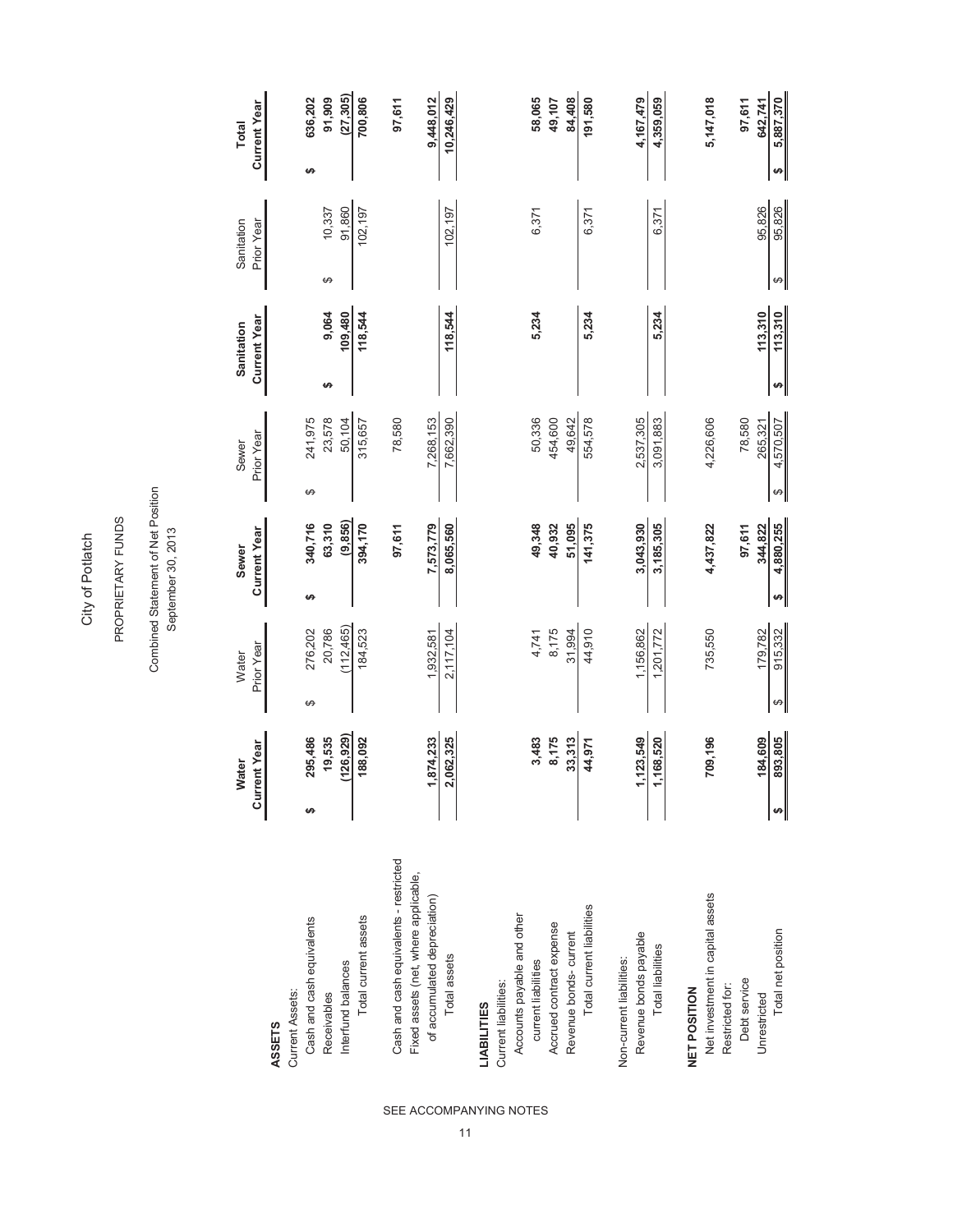# City of Potlatch

## PROPRIETARY FUNDS

### Combined Statement of Net Position
### September 30, 2013

| | Water Current Year | Water Prior Year | Sewer Current Year | Sewer Prior Year | Sanitation Current Year | Sanitation Prior Year | Total Current Year |
|---|---|---|---|---|---|---|---|
| **ASSETS** | | | | | | | |
| Current Assets: | | | | | | | |
| Cash and cash equivalents | $ 295,486 | $ 276,202 | $ 340,716 | $ 241,975 | | | $ 636,202 |
| Receivables | 19,535 | 20,786 | 63,310 | 23,578 | $ 9,064 | $ 10,337 | 91,909 |
| Interfund balances | (126,929) | (112,465) | (9,856) | 50,104 | 109,480 | 91,860 | (27,305) |
| Total current assets | 188,092 | 184,523 | 394,170 | 315,657 | 118,544 | 102,197 | 700,806 |
| Cash and cash equivalents - restricted | | | 97,611 | 78,580 | | | 97,611 |
| Fixed assets (net, where applicable, of accumulated depreciation) | 1,874,233 | 1,932,581 | 7,573,779 | 7,268,153 | | | 9,448,012 |
| Total assets | 2,062,325 | 2,117,104 | 8,065,560 | 7,662,390 | 118,544 | 102,197 | 10,246,429 |
| **LIABILITIES** | | | | | | | |
| Current liabilities: | | | | | | | |
| Accounts payable and other current liabilities | 3,483 | 4,741 | 49,348 | 50,336 | 5,234 | 6,371 | 58,065 |
| Accrued contract expense | 8,175 | 8,175 | 40,932 | 454,600 | | | 49,107 |
| Revenue bonds- current | 33,313 | 31,994 | 51,095 | 49,642 | | | 84,408 |
| Total current liabilities | 44,971 | 44,910 | 141,375 | 554,578 | 5,234 | 6,371 | 191,580 |
| Non-current liabilities: | | | | | | | |
| Revenue bonds payable | 1,123,549 | 1,156,862 | 3,043,930 | 2,537,305 | | | 4,167,479 |
| Total liabilities | 1,168,520 | 1,201,772 | 3,185,305 | 3,091,883 | 5,234 | 6,371 | 4,359,059 |
| **NET POSITION** | | | | | | | |
| Net investment in capital assets | 709,196 | 735,550 | 4,437,822 | 4,226,606 | | | 5,147,018 |
| Restricted for: | | | | | | | |
| Debt service | | | 97,611 | 78,580 | | | 97,611 |
| Unrestricted | 184,609 | 179,782 | 344,822 | 265,321 | 113,310 | 95,826 | 642,741 |
| Total net position | $ 893,805 | $ 915,332 | $ 4,880,255 | $ 4,570,507 | $ 113,310 | $ 95,826 | $ 5,887,370 |

SEE ACCOMPANYING NOTES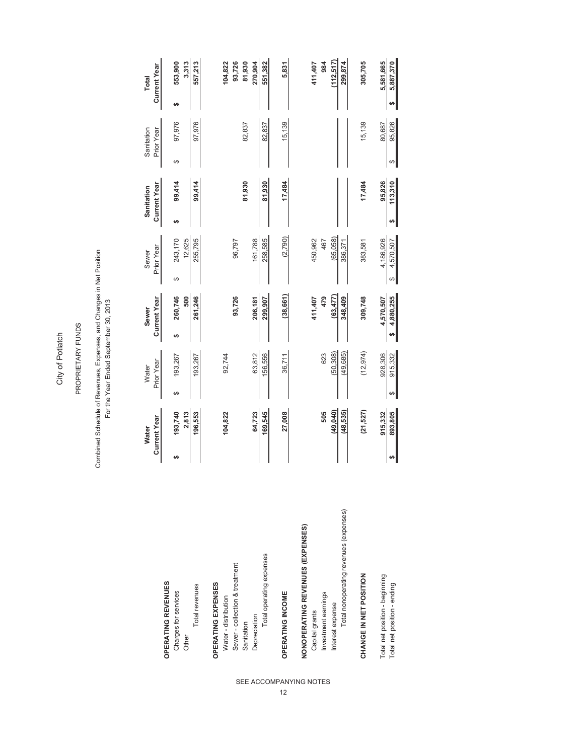# City of Potlatch

## PROPRIETARY FUNDS

### Combined Schedule of Revenues, Expenses, and Changes in Net Position
For the Year Ended September 30, 2013

| | Water Current Year | Water Prior Year | Sewer Current Year | Sewer Prior Year | Sanitation Current Year | Sanitation Prior Year | Total Current Year |
|---|---|---|---|---|---|---|---|
| **OPERATING REVENUES** | | | | | | | |
| Charges for services | $ 193,740 | $ 193,267 | $ 260,746 | $ 243,170 | $ 99,414 | $ 97,976 | $ 553,900 |
| Other | 2,813 | | 500 | 12,625 | | | 3,313 |
| Total revenues | 196,553 | 193,267 | 261,246 | 255,795 | 99,414 | 97,976 | 557,213 |
| **OPERATING EXPENSES** | | | | | | | |
| Water - distribution | 104,822 | 92,744 | | | | | 104,822 |
| Sewer - collection & treatment | | | 93,726 | 96,797 | | | 93,726 |
| Sanitation | | | | | 81,930 | 82,837 | 81,930 |
| Depreciation | 64,723 | 63,812 | 206,181 | 161,788 | | | 270,904 |
| Total operating expenses | 169,545 | 156,556 | 299,907 | 258,585 | 81,930 | 82,837 | 551,382 |
| **OPERATING INCOME** | 27,008 | 36,711 | (38,661) | (2,790) | 17,484 | 15,139 | 5,831 |
| **NONOPERATING REVENUES (EXPENSES)** | | | | | | | |
| Capital grants | | | 411,407 | 450,962 | | | 411,407 |
| Investment earnings | 505 | 623 | 479 | 467 | | | 984 |
| Interest expense | (49,040) | (50,308) | (63,477) | (65,058) | | | (112,517) |
| Total nonoperating revenues (expenses) | (48,535) | (49,685) | 348,409 | 386,371 | | | 299,874 |
| **CHANGE IN NET POSITION** | (21,527) | (12,974) | 309,748 | 383,581 | 17,484 | 15,139 | 305,705 |
| Total net position - beginning | 915,332 | 928,306 | 4,570,507 | 4,186,926 | 95,826 | 80,687 | 5,581,665 |
| Total net position - ending | $ 893,805 | $ 915,332 | $ 4,880,255 | $ 4,570,507 | $ 113,310 | $ 95,826 | $ 5,887,370 |

SEE ACCOMPANYING NOTES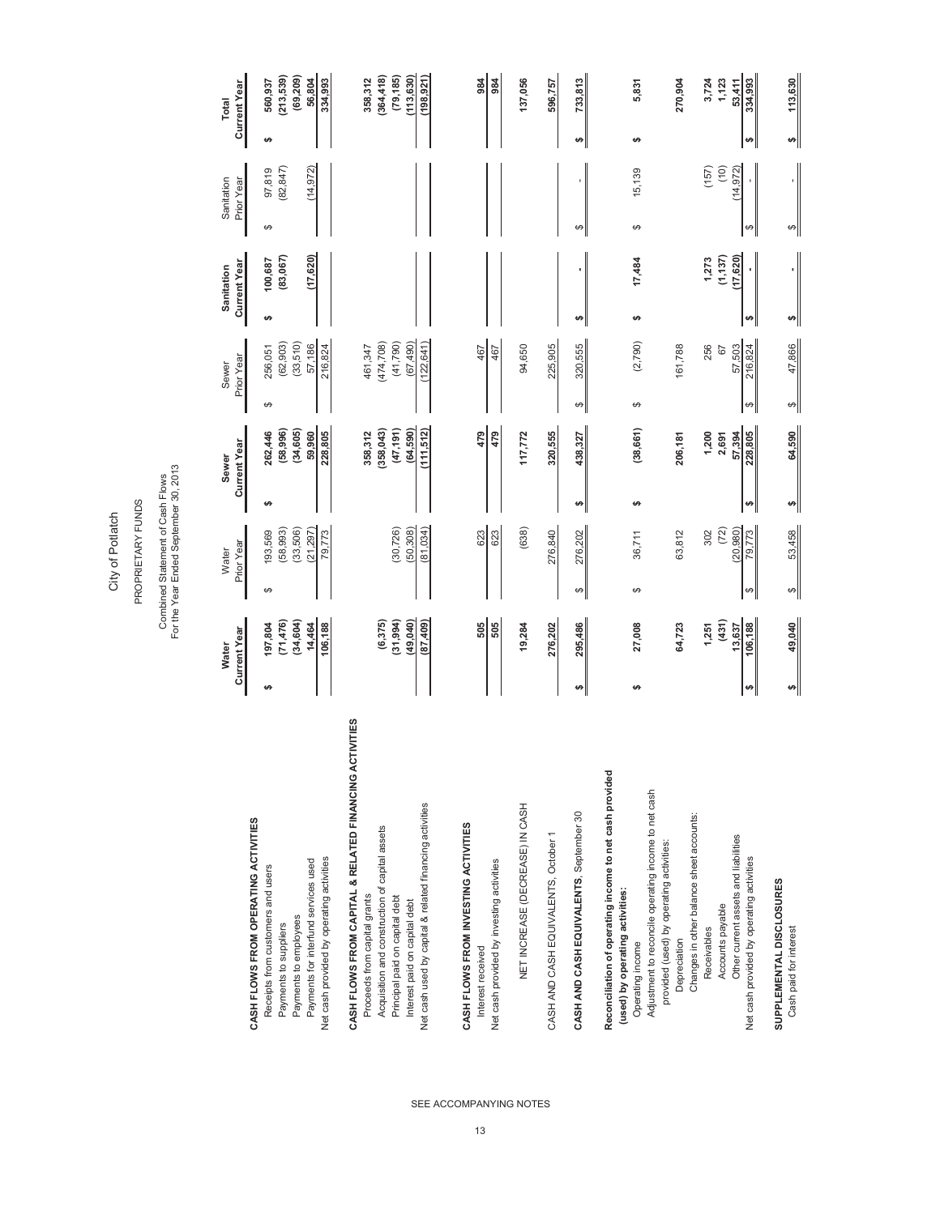City of Potlatch

PROPRIETARY FUNDS

Combined Statement of Cash Flows
For the Year Ended September 30, 2013

| | Water Current Year | Water Prior Year | Sewer Current Year | Sewer Prior Year | Sanitation Current Year | Sanitation Prior Year | Total Current Year |
|---|---|---|---|---|---|---|---|
| **CASH FLOWS FROM OPERATING ACTIVITIES** | | | | | | | |
| Receipts from customers and users | $ 197,804 | $ 193,569 | $ 262,446 | $ 256,051 | $ 100,687 | $ 97,819 | $ 560,937 |
| Payments to suppliers | (71,476) | (58,993) | (58,996) | (62,903) | (83,067) | (82,847) | (213,539) |
| Payments to employees | (34,604) | (33,506) | (34,605) | (33,510) | | | (69,209) |
| Payments for interfund services used | 14,464 | (21,297) | 59,960 | 57,186 | (17,620) | (14,972) | 56,804 |
| Net cash provided by operating activities | 106,188 | 79,773 | 228,805 | 216,824 | | | 334,993 |
| **CASH FLOWS FROM CAPITAL & RELATED FINANCING ACTIVITIES** | | | | | | | |
| Proceeds from capital grants | | | 358,312 | 461,347 | | | 358,312 |
| Acquisition and construction of capital assets | (6,375) | | (358,043) | (474,708) | | | (364,418) |
| Principal paid on capital debt | (31,994) | (30,726) | (47,191) | (41,790) | | | (79,185) |
| Interest paid on capital debt | (49,040) | (50,308) | (64,590) | (67,490) | | | (113,630) |
| Net cash used by capital & related financing activities | (87,409) | (81,034) | (111,512) | (122,641) | | | (198,921) |
| **CASH FLOWS FROM INVESTING ACTIVITIES** | | | | | | | |
| Interest received | 505 | 623 | 479 | 467 | | | 984 |
| Net cash provided by investing activities | 505 | 623 | 479 | 467 | | | 984 |
| NET INCREASE (DECREASE) IN CASH | 19,284 | (638) | 117,772 | 94,650 | | | 137,056 |
| CASH AND CASH EQUIVALENTS, October 1 | 276,202 | 276,840 | 320,555 | 225,905 | | | 596,757 |
| **CASH AND CASH EQUIVALENTS**, September 30 | $ 295,486 | $ 276,202 | $ 438,327 | $ 320,555 | $ - | $ - | $ 733,813 |
| **Reconciliation of operating income to net cash provided (used) by operating activities:** | | | | | | | |
| Operating income | $ 27,008 | $ 36,711 | $ (38,661) | $ (2,790) | $ 17,484 | $ 15,139 | $ 5,831 |
| Adjustment to reconcile operating income to net cash provided (used) by operating activities: | | | | | | | |
| Depreciation | 64,723 | 63,812 | 206,181 | 161,788 | | | 270,904 |
| Changes in other balance sheet accounts: | | | | | | | |
| Receivables | 1,251 | 302 | 1,200 | 256 | 1,273 | (157) | 3,724 |
| Accounts payable | (431) | (72) | 2,691 | 67 | (1,137) | (10) | 1,123 |
| Other current assets and liabilities | 13,637 | (20,980) | 57,394 | 57,503 | (17,620) | (14,972) | 53,411 |
| Net cash provided by operating activities | $ 106,188 | $ 79,773 | $ 228,805 | $ 216,824 | $ - | $ - | $ 334,993 |
| **SUPPLEMENTAL DISCLOSURES** | | | | | | | |
| Cash paid for interest | $ 49,040 | $ 53,458 | $ 64,590 | $ 47,866 | $ - | $ - | $ 113,630 |

SEE ACCOMPANYING NOTES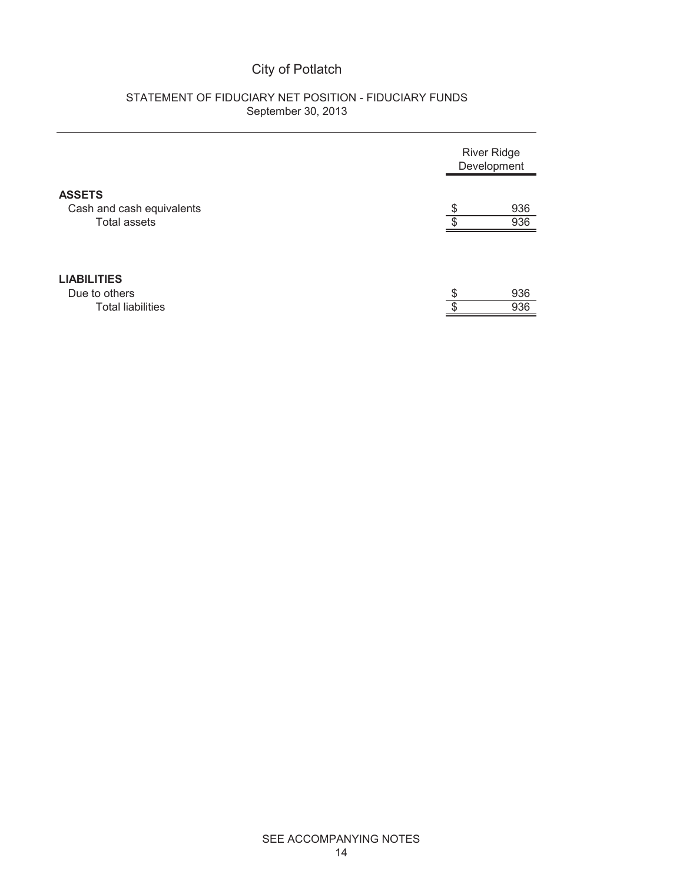# City of Potlatch

## STATEMENT OF FIDUCIARY NET POSITION - FIDUCIARY FUNDS
September 30, 2013

| | River Ridge Development |
|---|---|
| **ASSETS** | |
| Cash and cash equivalents | $ 936 |
| Total assets | $ 936 |
| **LIABILITIES** | |
| Due to others | $ 936 |
| Total liabilities | $ 936 |

SEE ACCOMPANYING NOTES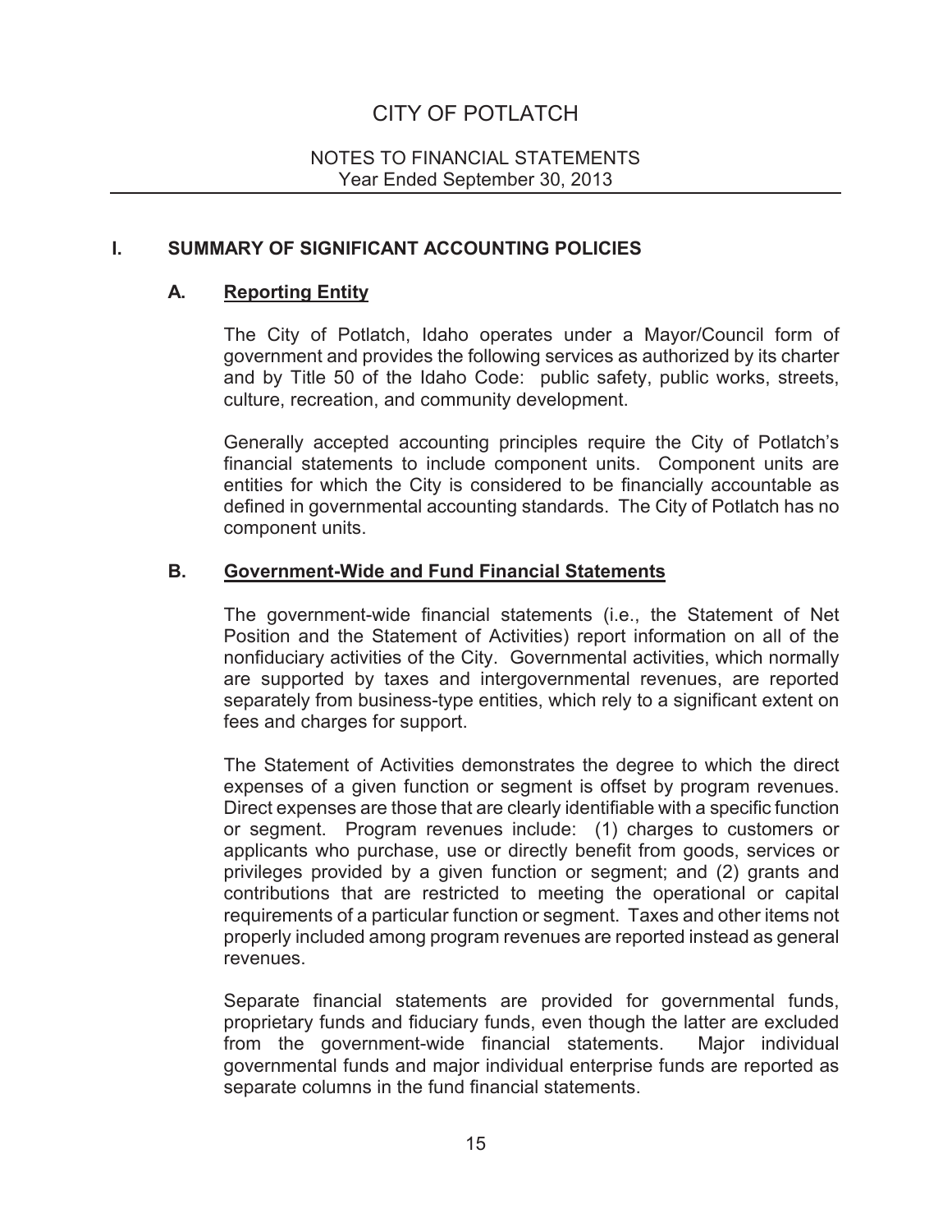# CITY OF POTLATCH

NOTES TO FINANCIAL STATEMENTS
Year Ended September 30, 2013

## I. SUMMARY OF SIGNIFICANT ACCOUNTING POLICIES

### A. Reporting Entity

The City of Potlatch, Idaho operates under a Mayor/Council form of government and provides the following services as authorized by its charter and by Title 50 of the Idaho Code: public safety, public works, streets, culture, recreation, and community development.

Generally accepted accounting principles require the City of Potlatch's financial statements to include component units. Component units are entities for which the City is considered to be financially accountable as defined in governmental accounting standards. The City of Potlatch has no component units.

### B. Government-Wide and Fund Financial Statements

The government-wide financial statements (i.e., the Statement of Net Position and the Statement of Activities) report information on all of the nonfiduciary activities of the City. Governmental activities, which normally are supported by taxes and intergovernmental revenues, are reported separately from business-type entities, which rely to a significant extent on fees and charges for support.

The Statement of Activities demonstrates the degree to which the direct expenses of a given function or segment is offset by program revenues. Direct expenses are those that are clearly identifiable with a specific function or segment. Program revenues include: (1) charges to customers or applicants who purchase, use or directly benefit from goods, services or privileges provided by a given function or segment; and (2) grants and contributions that are restricted to meeting the operational or capital requirements of a particular function or segment. Taxes and other items not properly included among program revenues are reported instead as general revenues.

Separate financial statements are provided for governmental funds, proprietary funds and fiduciary funds, even though the latter are excluded from the government-wide financial statements. Major individual governmental funds and major individual enterprise funds are reported as separate columns in the fund financial statements.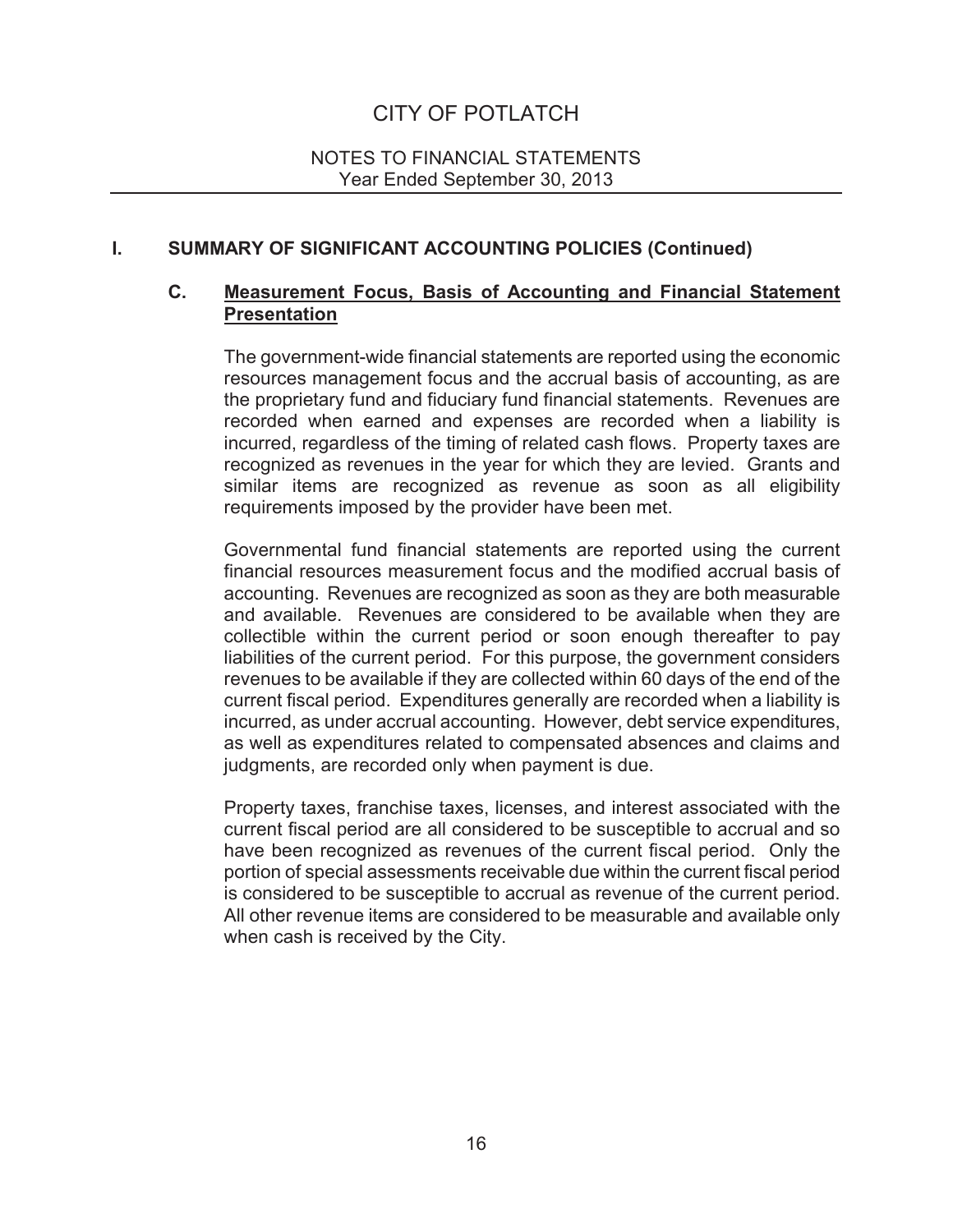## I. SUMMARY OF SIGNIFICANT ACCOUNTING POLICIES (Continued)

### C. Measurement Focus, Basis of Accounting and Financial Statement Presentation

The government-wide financial statements are reported using the economic resources management focus and the accrual basis of accounting, as are the proprietary fund and fiduciary fund financial statements. Revenues are recorded when earned and expenses are recorded when a liability is incurred, regardless of the timing of related cash flows. Property taxes are recognized as revenues in the year for which they are levied. Grants and similar items are recognized as revenue as soon as all eligibility requirements imposed by the provider have been met.

Governmental fund financial statements are reported using the current financial resources measurement focus and the modified accrual basis of accounting. Revenues are recognized as soon as they are both measurable and available. Revenues are considered to be available when they are collectible within the current period or soon enough thereafter to pay liabilities of the current period. For this purpose, the government considers revenues to be available if they are collected within 60 days of the end of the current fiscal period. Expenditures generally are recorded when a liability is incurred, as under accrual accounting. However, debt service expenditures, as well as expenditures related to compensated absences and claims and judgments, are recorded only when payment is due.

Property taxes, franchise taxes, licenses, and interest associated with the current fiscal period are all considered to be susceptible to accrual and so have been recognized as revenues of the current fiscal period. Only the portion of special assessments receivable due within the current fiscal period is considered to be susceptible to accrual as revenue of the current period. All other revenue items are considered to be measurable and available only when cash is received by the City.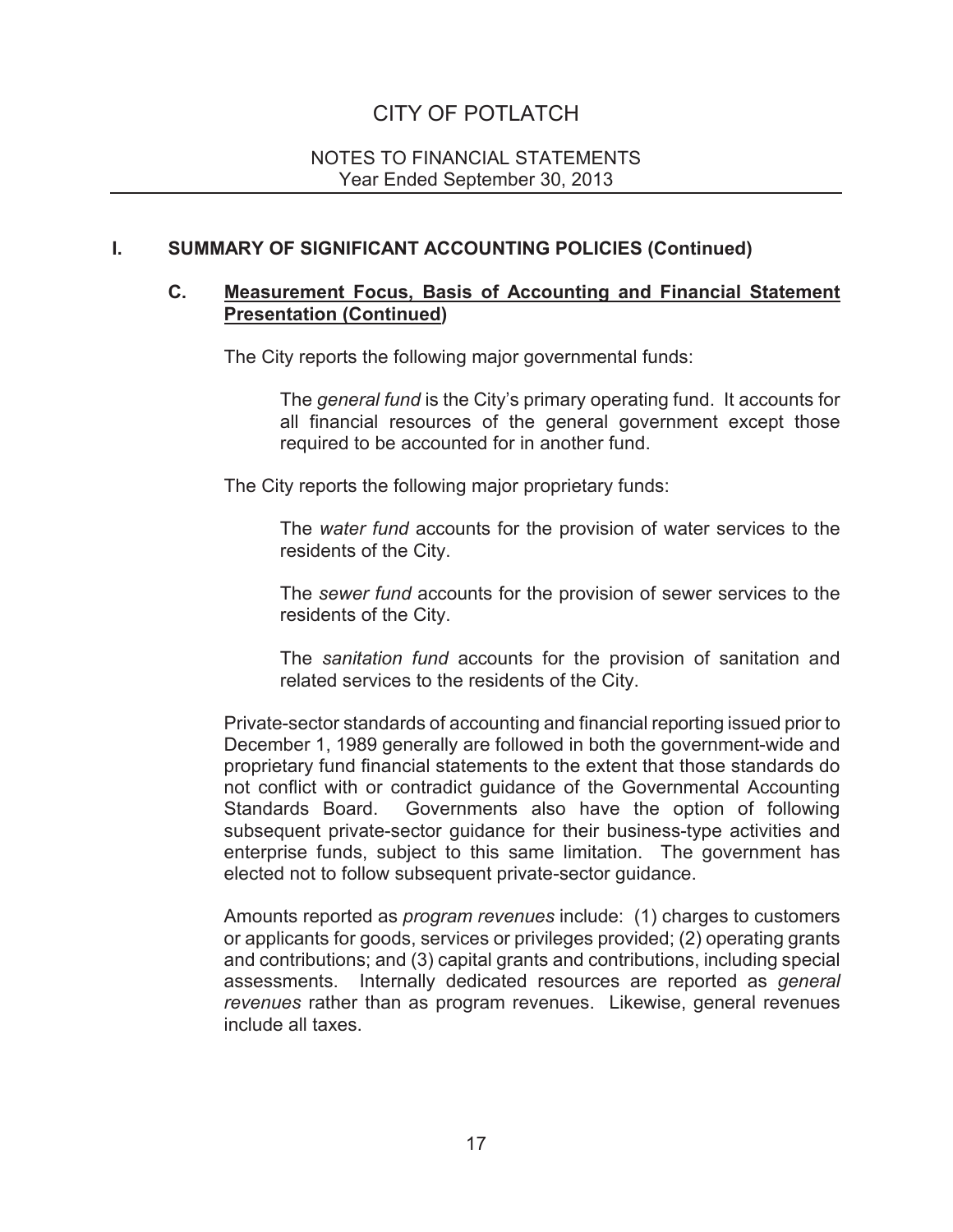# CITY OF POTLATCH

NOTES TO FINANCIAL STATEMENTS
Year Ended September 30, 2013

## I. SUMMARY OF SIGNIFICANT ACCOUNTING POLICIES (Continued)

### C. Measurement Focus, Basis of Accounting and Financial Statement Presentation (Continued)

The City reports the following major governmental funds:

The *general fund* is the City's primary operating fund. It accounts for all financial resources of the general government except those required to be accounted for in another fund.

The City reports the following major proprietary funds:

The *water fund* accounts for the provision of water services to the residents of the City.

The *sewer fund* accounts for the provision of sewer services to the residents of the City.

The *sanitation fund* accounts for the provision of sanitation and related services to the residents of the City.

Private-sector standards of accounting and financial reporting issued prior to December 1, 1989 generally are followed in both the government-wide and proprietary fund financial statements to the extent that those standards do not conflict with or contradict guidance of the Governmental Accounting Standards Board. Governments also have the option of following subsequent private-sector guidance for their business-type activities and enterprise funds, subject to this same limitation. The government has elected not to follow subsequent private-sector guidance.

Amounts reported as *program revenues* include: (1) charges to customers or applicants for goods, services or privileges provided; (2) operating grants and contributions; and (3) capital grants and contributions, including special assessments. Internally dedicated resources are reported as *general revenues* rather than as program revenues. Likewise, general revenues include all taxes.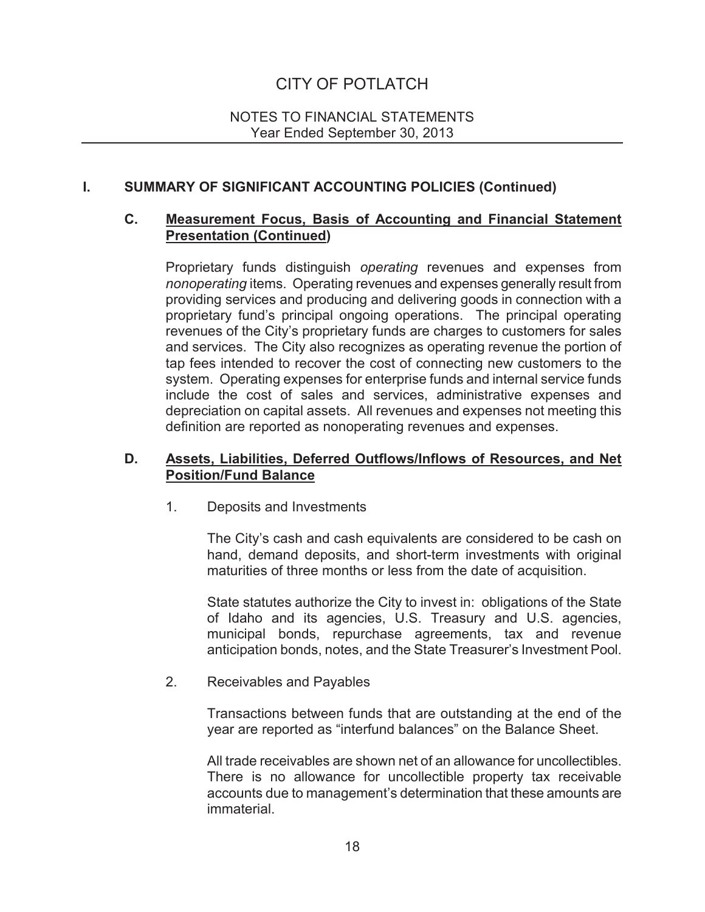## I. SUMMARY OF SIGNIFICANT ACCOUNTING POLICIES (Continued)

### C. Measurement Focus, Basis of Accounting and Financial Statement Presentation (Continued)

Proprietary funds distinguish *operating* revenues and expenses from *nonoperating* items. Operating revenues and expenses generally result from providing services and producing and delivering goods in connection with a proprietary fund's principal ongoing operations. The principal operating revenues of the City's proprietary funds are charges to customers for sales and services. The City also recognizes as operating revenue the portion of tap fees intended to recover the cost of connecting new customers to the system. Operating expenses for enterprise funds and internal service funds include the cost of sales and services, administrative expenses and depreciation on capital assets. All revenues and expenses not meeting this definition are reported as nonoperating revenues and expenses.

### D. Assets, Liabilities, Deferred Outflows/Inflows of Resources, and Net Position/Fund Balance

1. Deposits and Investments

   The City's cash and cash equivalents are considered to be cash on hand, demand deposits, and short-term investments with original maturities of three months or less from the date of acquisition.

   State statutes authorize the City to invest in: obligations of the State of Idaho and its agencies, U.S. Treasury and U.S. agencies, municipal bonds, repurchase agreements, tax and revenue anticipation bonds, notes, and the State Treasurer's Investment Pool.

2. Receivables and Payables

   Transactions between funds that are outstanding at the end of the year are reported as "interfund balances" on the Balance Sheet.

   All trade receivables are shown net of an allowance for uncollectibles. There is no allowance for uncollectible property tax receivable accounts due to management's determination that these amounts are immaterial.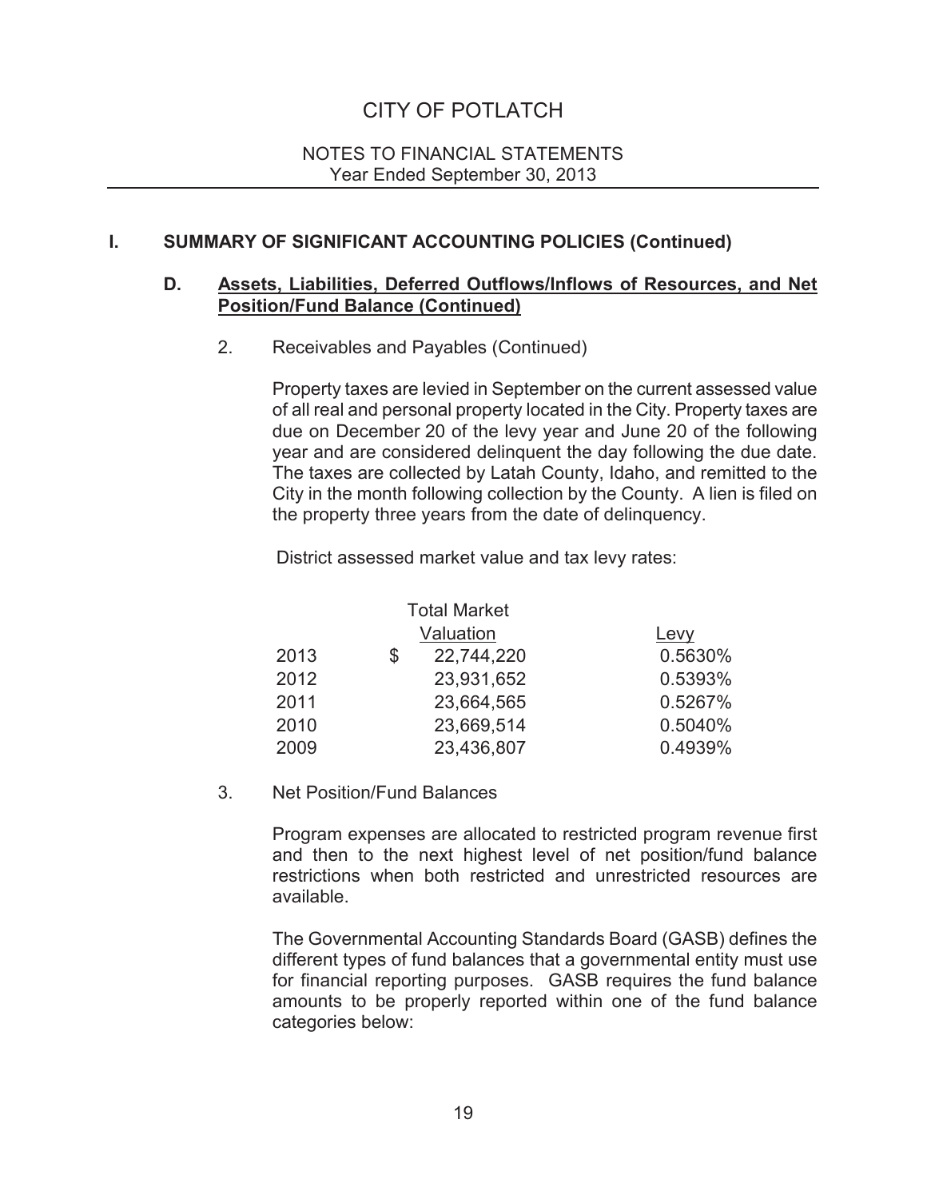# CITY OF POTLATCH

NOTES TO FINANCIAL STATEMENTS
Year Ended September 30, 2013

## I. SUMMARY OF SIGNIFICANT ACCOUNTING POLICIES (Continued)

### D. Assets, Liabilities, Deferred Outflows/Inflows of Resources, and Net Position/Fund Balance (Continued)

2. Receivables and Payables (Continued)

Property taxes are levied in September on the current assessed value of all real and personal property located in the City. Property taxes are due on December 20 of the levy year and June 20 of the following year and are considered delinquent the day following the due date. The taxes are collected by Latah County, Idaho, and remitted to the City in the month following collection by the County. A lien is filed on the property three years from the date of delinquency.

District assessed market value and tax levy rates:

| | Total Market Valuation | Levy |
|---|---|---|
| 2013 | $ 22,744,220 | 0.5630% |
| 2012 | 23,931,652 | 0.5393% |
| 2011 | 23,664,565 | 0.5267% |
| 2010 | 23,669,514 | 0.5040% |
| 2009 | 23,436,807 | 0.4939% |

3. Net Position/Fund Balances

Program expenses are allocated to restricted program revenue first and then to the next highest level of net position/fund balance restrictions when both restricted and unrestricted resources are available.

The Governmental Accounting Standards Board (GASB) defines the different types of fund balances that a governmental entity must use for financial reporting purposes. GASB requires the fund balance amounts to be properly reported within one of the fund balance categories below: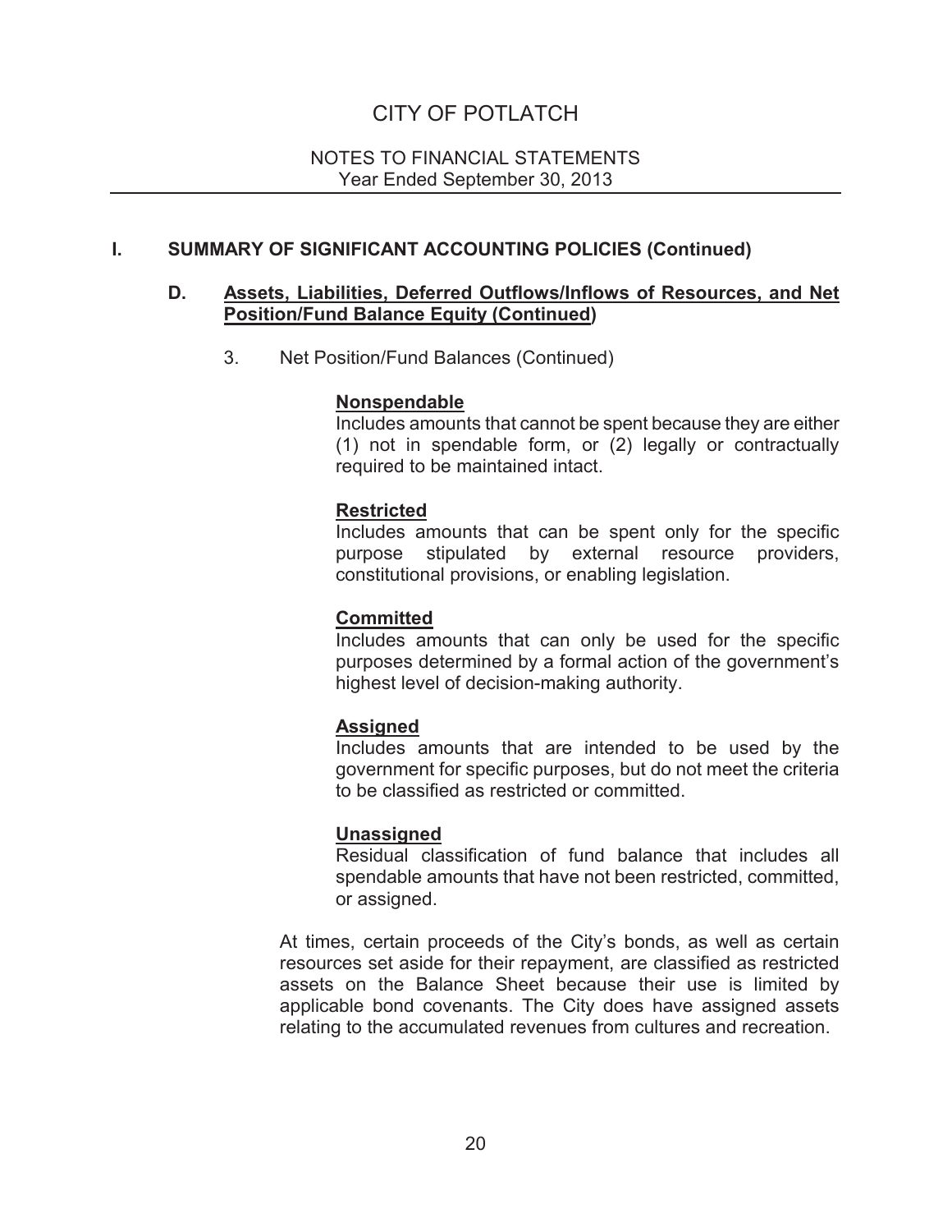## I. SUMMARY OF SIGNIFICANT ACCOUNTING POLICIES (Continued)

### D. Assets, Liabilities, Deferred Outflows/Inflows of Resources, and Net Position/Fund Balance Equity (Continued)

3. Net Position/Fund Balances (Continued)

**Nonspendable**
Includes amounts that cannot be spent because they are either (1) not in spendable form, or (2) legally or contractually required to be maintained intact.

**Restricted**
Includes amounts that can be spent only for the specific purpose stipulated by external resource providers, constitutional provisions, or enabling legislation.

**Committed**
Includes amounts that can only be used for the specific purposes determined by a formal action of the government's highest level of decision-making authority.

**Assigned**
Includes amounts that are intended to be used by the government for specific purposes, but do not meet the criteria to be classified as restricted or committed.

**Unassigned**
Residual classification of fund balance that includes all spendable amounts that have not been restricted, committed, or assigned.

At times, certain proceeds of the City's bonds, as well as certain resources set aside for their repayment, are classified as restricted assets on the Balance Sheet because their use is limited by applicable bond covenants. The City does have assigned assets relating to the accumulated revenues from cultures and recreation.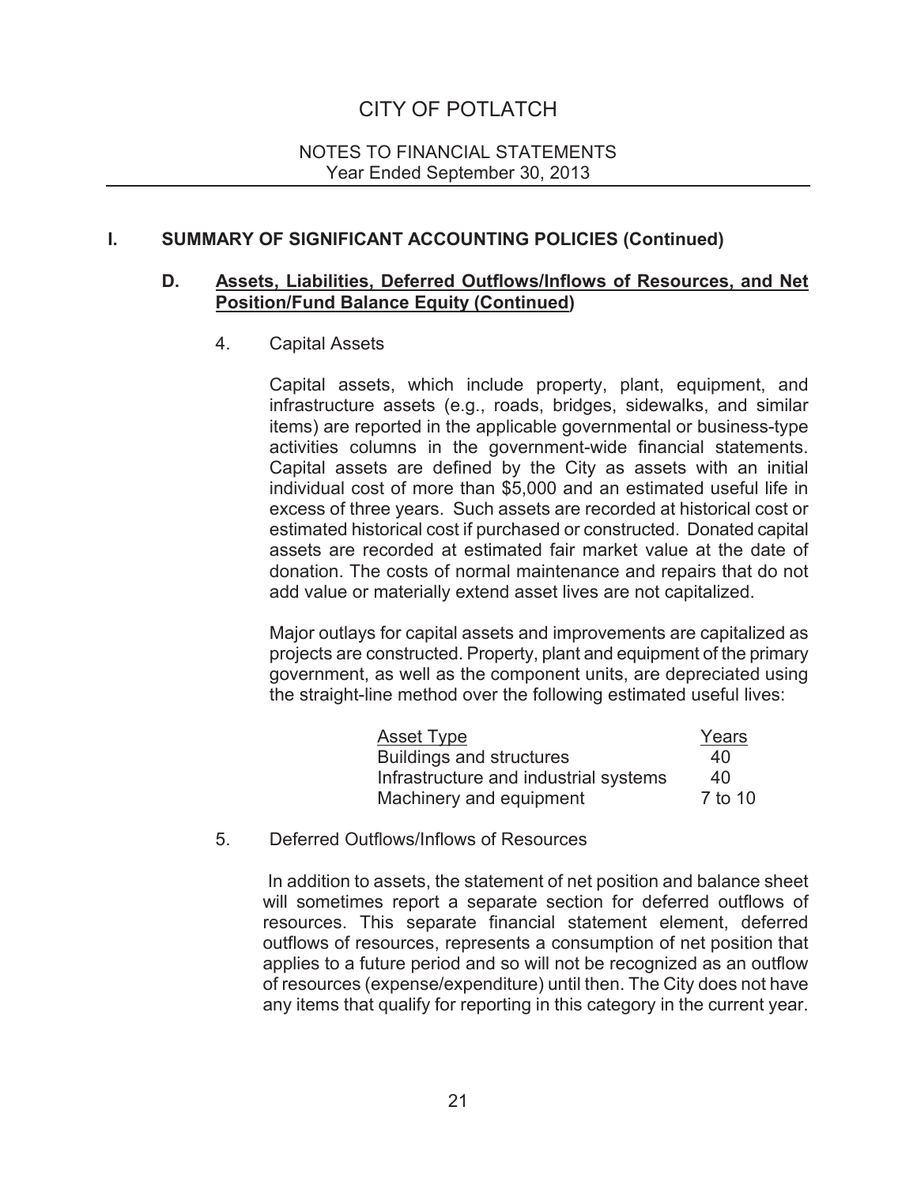# CITY OF POTLATCH

NOTES TO FINANCIAL STATEMENTS
Year Ended September 30, 2013

## I. SUMMARY OF SIGNIFICANT ACCOUNTING POLICIES (Continued)

### D. Assets, Liabilities, Deferred Outflows/Inflows of Resources, and Net Position/Fund Balance Equity (Continued)

#### 4. Capital Assets

Capital assets, which include property, plant, equipment, and infrastructure assets (e.g., roads, bridges, sidewalks, and similar items) are reported in the applicable governmental or business-type activities columns in the government-wide financial statements. Capital assets are defined by the City as assets with an initial individual cost of more than $5,000 and an estimated useful life in excess of three years. Such assets are recorded at historical cost or estimated historical cost if purchased or constructed. Donated capital assets are recorded at estimated fair market value at the date of donation. The costs of normal maintenance and repairs that do not add value or materially extend asset lives are not capitalized.

Major outlays for capital assets and improvements are capitalized as projects are constructed. Property, plant and equipment of the primary government, as well as the component units, are depreciated using the straight-line method over the following estimated useful lives:

| Asset Type | Years |
|---|---|
| Buildings and structures | 40 |
| Infrastructure and industrial systems | 40 |
| Machinery and equipment | 7 to 10 |

#### 5. Deferred Outflows/Inflows of Resources

In addition to assets, the statement of net position and balance sheet will sometimes report a separate section for deferred outflows of resources. This separate financial statement element, deferred outflows of resources, represents a consumption of net position that applies to a future period and so will not be recognized as an outflow of resources (expense/expenditure) until then. The City does not have any items that qualify for reporting in this category in the current year.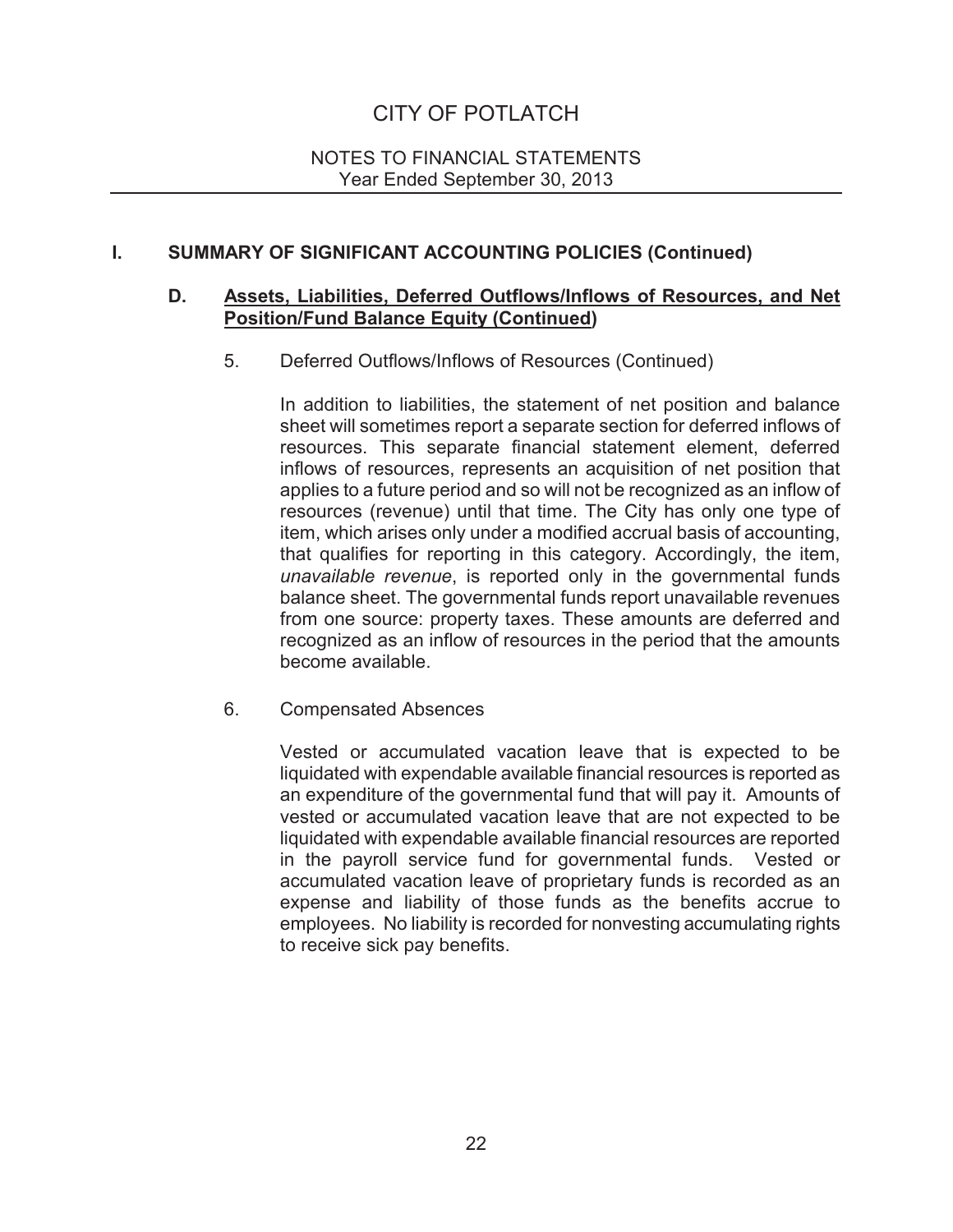# CITY OF POTLATCH

NOTES TO FINANCIAL STATEMENTS
Year Ended September 30, 2013

## I. SUMMARY OF SIGNIFICANT ACCOUNTING POLICIES (Continued)

### D. Assets, Liabilities, Deferred Outflows/Inflows of Resources, and Net Position/Fund Balance Equity (Continued)

5. Deferred Outflows/Inflows of Resources (Continued)

   In addition to liabilities, the statement of net position and balance sheet will sometimes report a separate section for deferred inflows of resources. This separate financial statement element, deferred inflows of resources, represents an acquisition of net position that applies to a future period and so will not be recognized as an inflow of resources (revenue) until that time. The City has only one type of item, which arises only under a modified accrual basis of accounting, that qualifies for reporting in this category. Accordingly, the item, *unavailable revenue*, is reported only in the governmental funds balance sheet. The governmental funds report unavailable revenues from one source: property taxes. These amounts are deferred and recognized as an inflow of resources in the period that the amounts become available.

6. Compensated Absences

   Vested or accumulated vacation leave that is expected to be liquidated with expendable available financial resources is reported as an expenditure of the governmental fund that will pay it. Amounts of vested or accumulated vacation leave that are not expected to be liquidated with expendable available financial resources are reported in the payroll service fund for governmental funds. Vested or accumulated vacation leave of proprietary funds is recorded as an expense and liability of those funds as the benefits accrue to employees. No liability is recorded for nonvesting accumulating rights to receive sick pay benefits.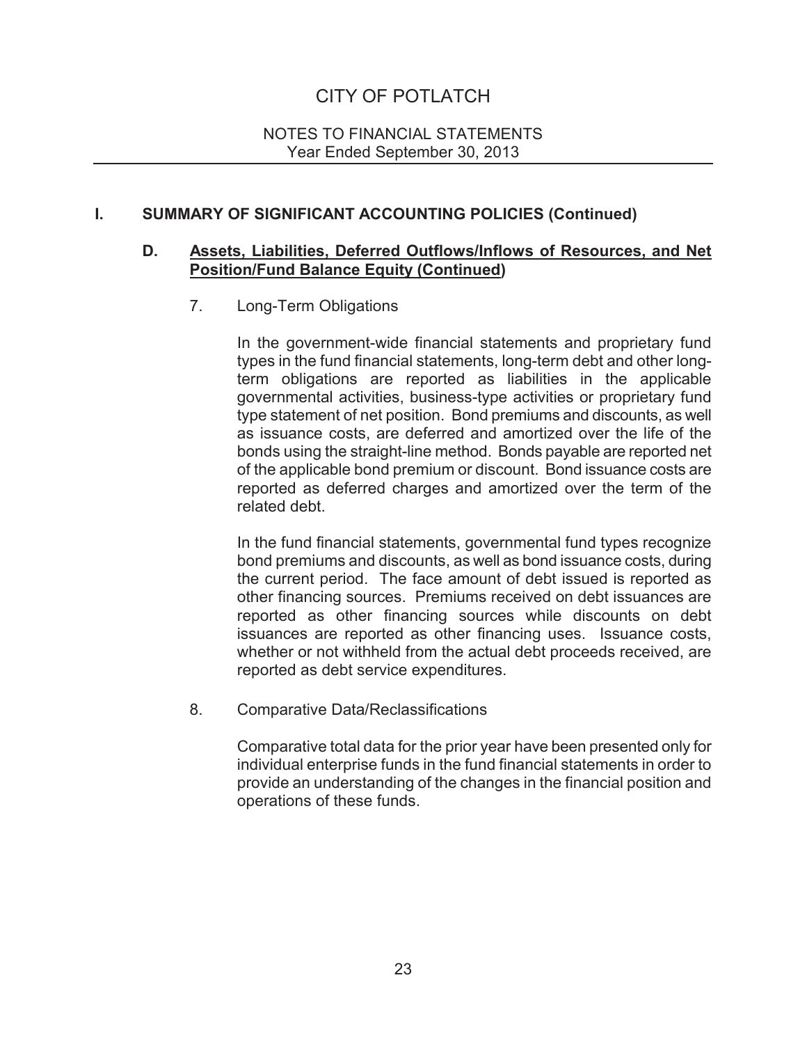# CITY OF POTLATCH

NOTES TO FINANCIAL STATEMENTS
Year Ended September 30, 2013

## I. SUMMARY OF SIGNIFICANT ACCOUNTING POLICIES (Continued)

### D. Assets, Liabilities, Deferred Outflows/Inflows of Resources, and Net Position/Fund Balance Equity (Continued)

7. Long-Term Obligations

   In the government-wide financial statements and proprietary fund types in the fund financial statements, long-term debt and other long-term obligations are reported as liabilities in the applicable governmental activities, business-type activities or proprietary fund type statement of net position. Bond premiums and discounts, as well as issuance costs, are deferred and amortized over the life of the bonds using the straight-line method. Bonds payable are reported net of the applicable bond premium or discount. Bond issuance costs are reported as deferred charges and amortized over the term of the related debt.

   In the fund financial statements, governmental fund types recognize bond premiums and discounts, as well as bond issuance costs, during the current period. The face amount of debt issued is reported as other financing sources. Premiums received on debt issuances are reported as other financing sources while discounts on debt issuances are reported as other financing uses. Issuance costs, whether or not withheld from the actual debt proceeds received, are reported as debt service expenditures.

8. Comparative Data/Reclassifications

   Comparative total data for the prior year have been presented only for individual enterprise funds in the fund financial statements in order to provide an understanding of the changes in the financial position and operations of these funds.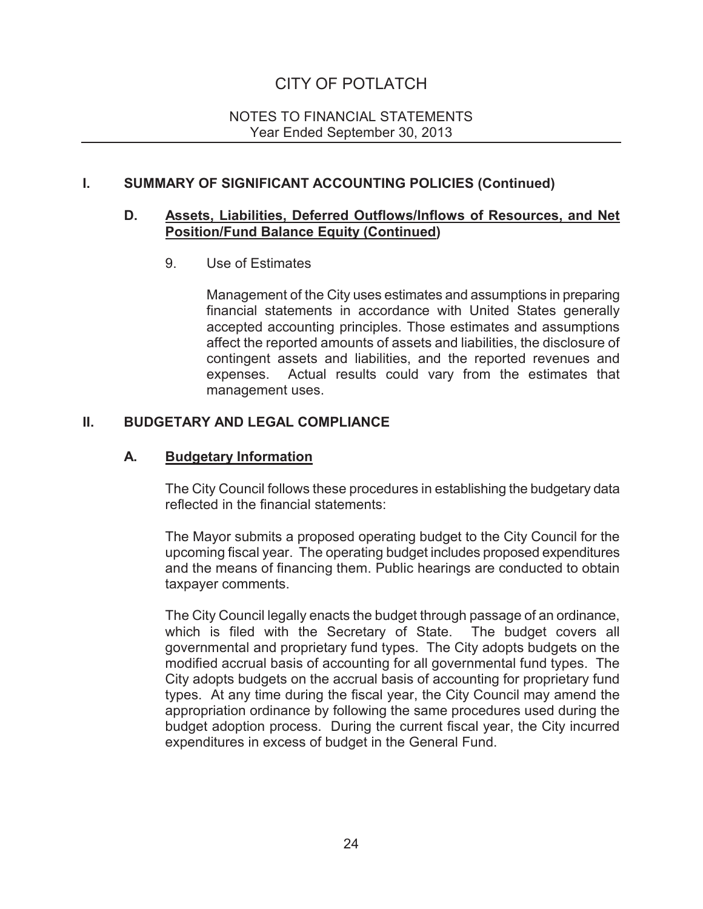# CITY OF POTLATCH

NOTES TO FINANCIAL STATEMENTS
Year Ended September 30, 2013

## I. SUMMARY OF SIGNIFICANT ACCOUNTING POLICIES (Continued)

### D. Assets, Liabilities, Deferred Outflows/Inflows of Resources, and Net Position/Fund Balance Equity (Continued)

9. Use of Estimates

   Management of the City uses estimates and assumptions in preparing financial statements in accordance with United States generally accepted accounting principles. Those estimates and assumptions affect the reported amounts of assets and liabilities, the disclosure of contingent assets and liabilities, and the reported revenues and expenses. Actual results could vary from the estimates that management uses.

## II. BUDGETARY AND LEGAL COMPLIANCE

### A. Budgetary Information

The City Council follows these procedures in establishing the budgetary data reflected in the financial statements:

The Mayor submits a proposed operating budget to the City Council for the upcoming fiscal year. The operating budget includes proposed expenditures and the means of financing them. Public hearings are conducted to obtain taxpayer comments.

The City Council legally enacts the budget through passage of an ordinance, which is filed with the Secretary of State. The budget covers all governmental and proprietary fund types. The City adopts budgets on the modified accrual basis of accounting for all governmental fund types. The City adopts budgets on the accrual basis of accounting for proprietary fund types. At any time during the fiscal year, the City Council may amend the appropriation ordinance by following the same procedures used during the budget adoption process. During the current fiscal year, the City incurred expenditures in excess of budget in the General Fund.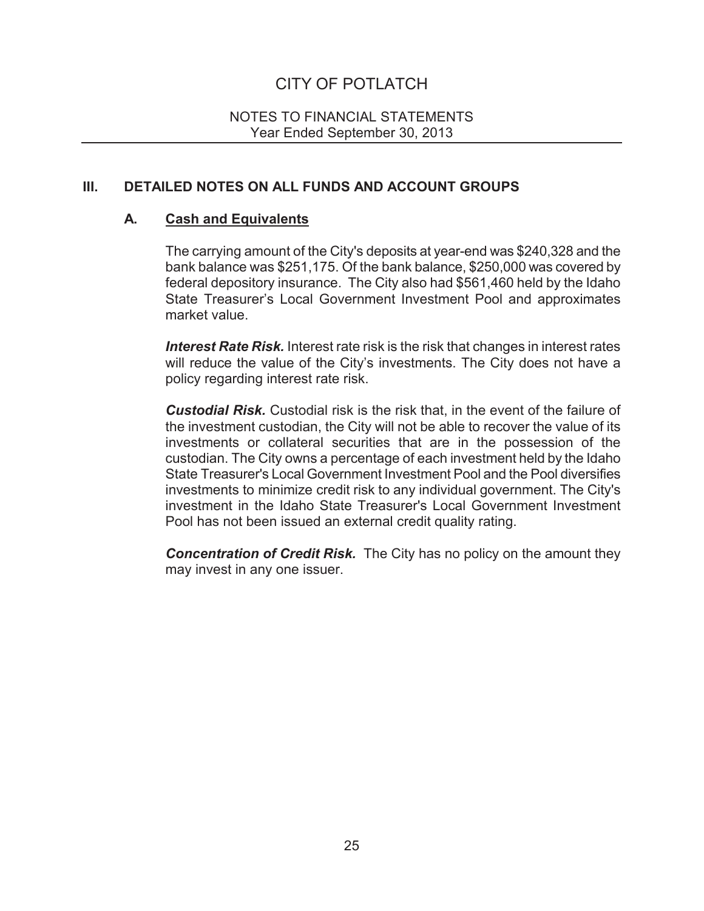## III. DETAILED NOTES ON ALL FUNDS AND ACCOUNT GROUPS

### A. Cash and Equivalents

The carrying amount of the City's deposits at year-end was $240,328 and the bank balance was $251,175. Of the bank balance, $250,000 was covered by federal depository insurance. The City also had $561,460 held by the Idaho State Treasurer's Local Government Investment Pool and approximates market value.

***Interest Rate Risk.*** Interest rate risk is the risk that changes in interest rates will reduce the value of the City's investments. The City does not have a policy regarding interest rate risk.

***Custodial Risk.*** Custodial risk is the risk that, in the event of the failure of the investment custodian, the City will not be able to recover the value of its investments or collateral securities that are in the possession of the custodian. The City owns a percentage of each investment held by the Idaho State Treasurer's Local Government Investment Pool and the Pool diversifies investments to minimize credit risk to any individual government. The City's investment in the Idaho State Treasurer's Local Government Investment Pool has not been issued an external credit quality rating.

***Concentration of Credit Risk.*** The City has no policy on the amount they may invest in any one issuer.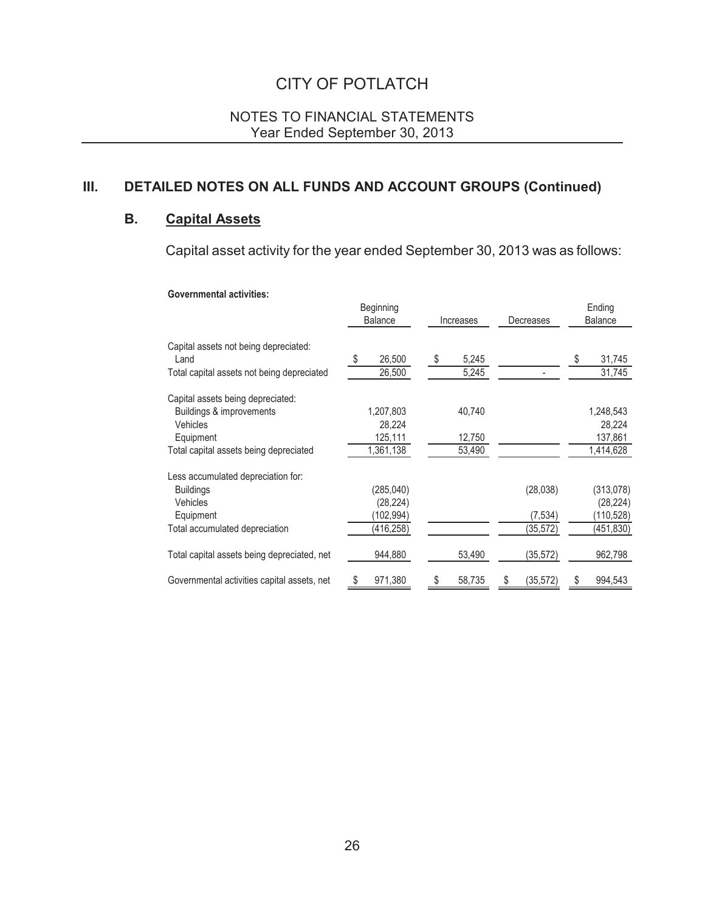# CITY OF POTLATCH

## NOTES TO FINANCIAL STATEMENTS
Year Ended September 30, 2013

## III. DETAILED NOTES ON ALL FUNDS AND ACCOUNT GROUPS (Continued)

### B. Capital Assets

Capital asset activity for the year ended September 30, 2013 was as follows:

**Governmental activities:**

| | Beginning Balance | Increases | Decreases | Ending Balance |
|---|---|---|---|---|
| Capital assets not being depreciated: | | | | |
| Land | $ 26,500 | $ 5,245 | | $ 31,745 |
| Total capital assets not being depreciated | 26,500 | 5,245 | - | 31,745 |
| Capital assets being depreciated: | | | | |
| Buildings & improvements | 1,207,803 | 40,740 | | 1,248,543 |
| Vehicles | 28,224 | | | 28,224 |
| Equipment | 125,111 | 12,750 | | 137,861 |
| Total capital assets being depreciated | 1,361,138 | 53,490 | | 1,414,628 |
| Less accumulated depreciation for: | | | | |
| Buildings | (285,040) | | (28,038) | (313,078) |
| Vehicles | (28,224) | | | (28,224) |
| Equipment | (102,994) | | (7,534) | (110,528) |
| Total accumulated depreciation | (416,258) | | (35,572) | (451,830) |
| Total capital assets being depreciated, net | 944,880 | 53,490 | (35,572) | 962,798 |
| Governmental activities capital assets, net | $ 971,380 | $ 58,735 | $ (35,572) | $ 994,543 |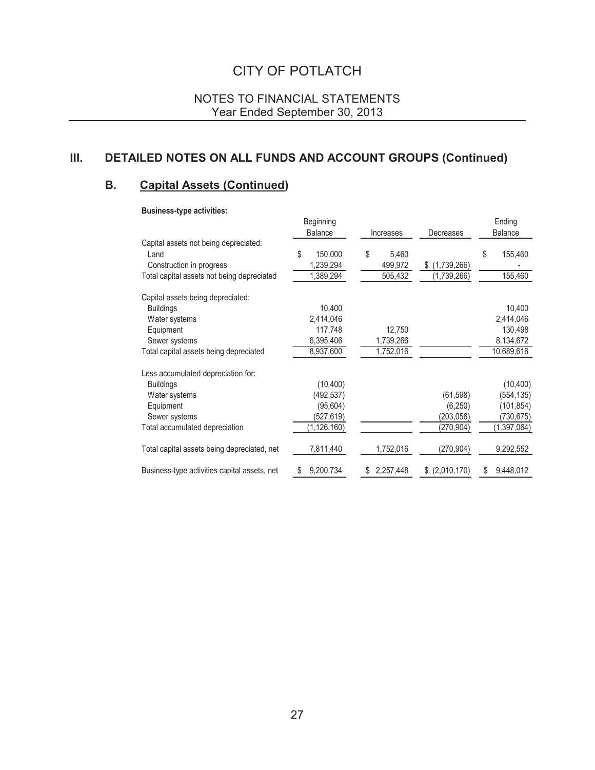# CITY OF POTLATCH

## NOTES TO FINANCIAL STATEMENTS
Year Ended September 30, 2013

## III. DETAILED NOTES ON ALL FUNDS AND ACCOUNT GROUPS (Continued)

### B. Capital Assets (Continued)

**Business-type activities:**

| | Beginning Balance | Increases | Decreases | Ending Balance |
|---|---|---|---|---|
| Capital assets not being depreciated: | | | | |
| Land | $ 150,000 | $ 5,460 | | $ 155,460 |
| Construction in progress | 1,239,294 | 499,972 | $ (1,739,266) | - |
| Total capital assets not being depreciated | 1,389,294 | 505,432 | (1,739,266) | 155,460 |
| Capital assets being depreciated: | | | | |
| Buildings | 10,400 | | | 10,400 |
| Water systems | 2,414,046 | | | 2,414,046 |
| Equipment | 117,748 | 12,750 | | 130,498 |
| Sewer systems | 6,395,406 | 1,739,266 | | 8,134,672 |
| Total capital assets being depreciated | 8,937,600 | 1,752,016 | | 10,689,616 |
| Less accumulated depreciation for: | | | | |
| Buildings | (10,400) | | | (10,400) |
| Water systems | (492,537) | | (61,598) | (554,135) |
| Equipment | (95,604) | | (6,250) | (101,854) |
| Sewer systems | (527,619) | | (203,056) | (730,675) |
| Total accumulated depreciation | (1,126,160) | | (270,904) | (1,397,064) |
| Total capital assets being depreciated, net | 7,811,440 | 1,752,016 | (270,904) | 9,292,552 |
| Business-type activities capital assets, net | $ 9,200,734 | $ 2,257,448 | $ (2,010,170) | $ 9,448,012 |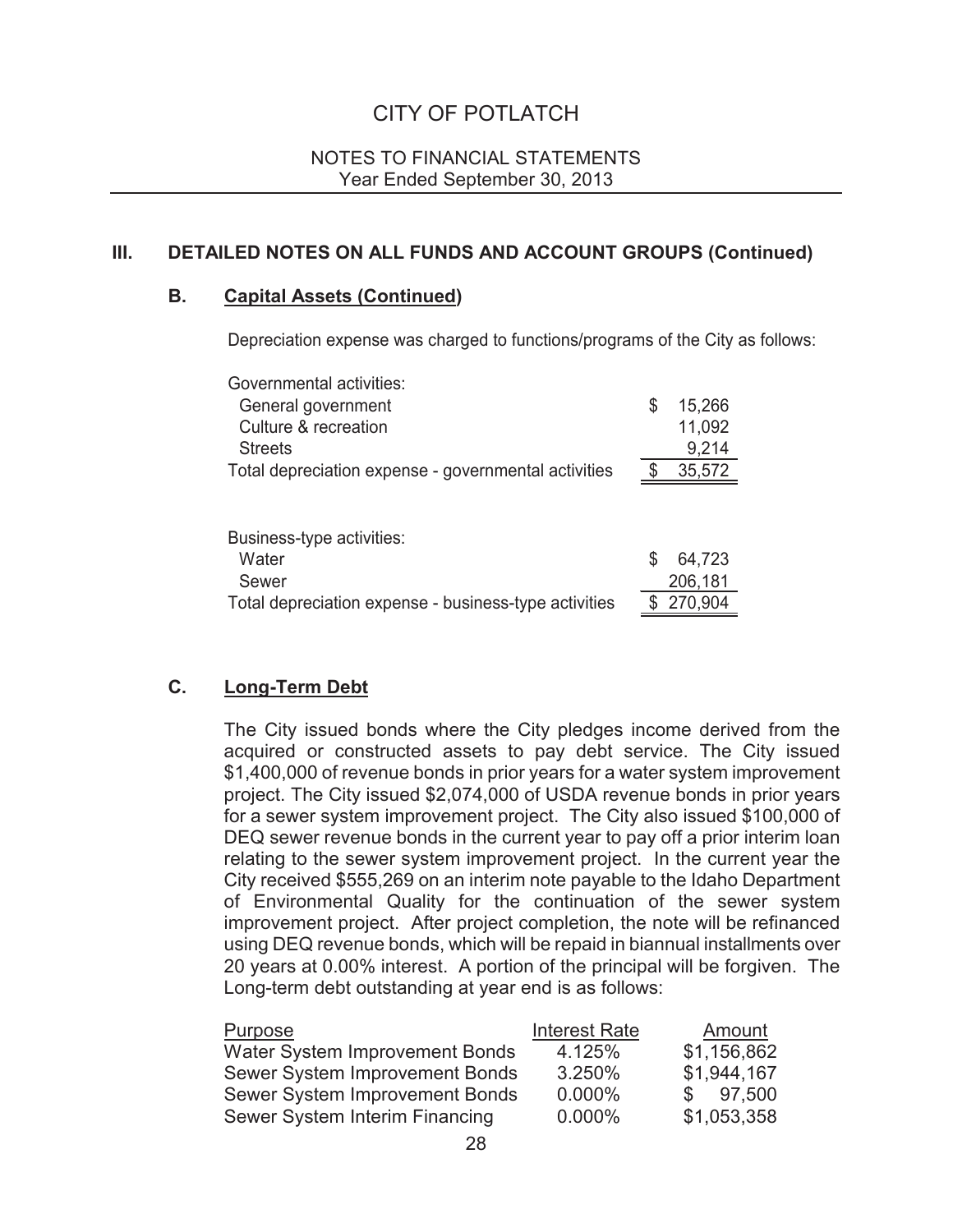## III. DETAILED NOTES ON ALL FUNDS AND ACCOUNT GROUPS (Continued)

### B. Capital Assets (Continued)

Depreciation expense was charged to functions/programs of the City as follows:

| | |
|---|---|
| Governmental activities: | |
| General government | $ 15,266 |
| Culture & recreation | 11,092 |
| Streets | 9,214 |
| Total depreciation expense - governmental activities | $ 35,572 |

| | |
|---|---|
| Business-type activities: | |
| Water | $ 64,723 |
| Sewer | 206,181 |
| Total depreciation expense - business-type activities | $ 270,904 |

### C. Long-Term Debt

The City issued bonds where the City pledges income derived from the acquired or constructed assets to pay debt service. The City issued $1,400,000 of revenue bonds in prior years for a water system improvement project. The City issued $2,074,000 of USDA revenue bonds in prior years for a sewer system improvement project. The City also issued $100,000 of DEQ sewer revenue bonds in the current year to pay off a prior interim loan relating to the sewer system improvement project. In the current year the City received $555,269 on an interim note payable to the Idaho Department of Environmental Quality for the continuation of the sewer system improvement project. After project completion, the note will be refinanced using DEQ revenue bonds, which will be repaid in biannual installments over 20 years at 0.00% interest. A portion of the principal will be forgiven. The Long-term debt outstanding at year end is as follows:

| Purpose | Interest Rate | Amount |
|---|---|---|
| Water System Improvement Bonds | 4.125% | $1,156,862 |
| Sewer System Improvement Bonds | 3.250% | $1,944,167 |
| Sewer System Improvement Bonds | 0.000% | $ 97,500 |
| Sewer System Interim Financing | 0.000% | $1,053,358 |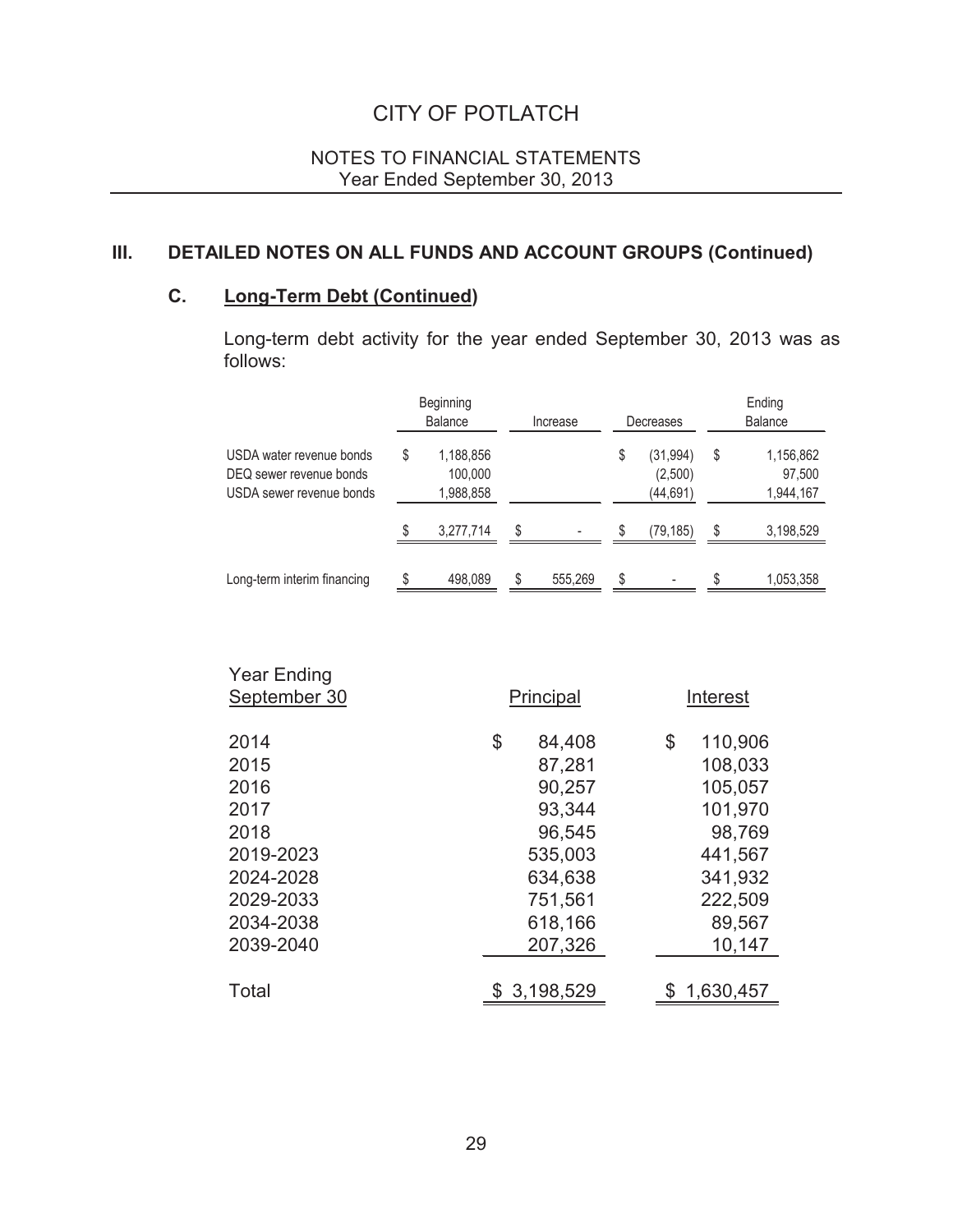# CITY OF POTLATCH

## NOTES TO FINANCIAL STATEMENTS
Year Ended September 30, 2013

## III. DETAILED NOTES ON ALL FUNDS AND ACCOUNT GROUPS (Continued)

### C. Long-Term Debt (Continued)

Long-term debt activity for the year ended September 30, 2013 was as follows:

| | Beginning Balance | Increase | Decreases | Ending Balance |
|---|---|---|---|---|
| USDA water revenue bonds | $ 1,188,856 | | $ (31,994) | $ 1,156,862 |
| DEQ sewer revenue bonds | 100,000 | | (2,500) | 97,500 |
| USDA sewer revenue bonds | 1,988,858 | | (44,691) | 1,944,167 |
| | $ 3,277,714 | $ - | $ (79,185) | $ 3,198,529 |
| Long-term interim financing | $ 498,089 | $ 555,269 | $ - | $ 1,053,358 |

| Year Ending September 30 | Principal | Interest |
|---|---|---|
| 2014 | $ 84,408 | $ 110,906 |
| 2015 | 87,281 | 108,033 |
| 2016 | 90,257 | 105,057 |
| 2017 | 93,344 | 101,970 |
| 2018 | 96,545 | 98,769 |
| 2019-2023 | 535,003 | 441,567 |
| 2024-2028 | 634,638 | 341,932 |
| 2029-2033 | 751,561 | 222,509 |
| 2034-2038 | 618,166 | 89,567 |
| 2039-2040 | 207,326 | 10,147 |
| Total | $ 3,198,529 | $ 1,630,457 |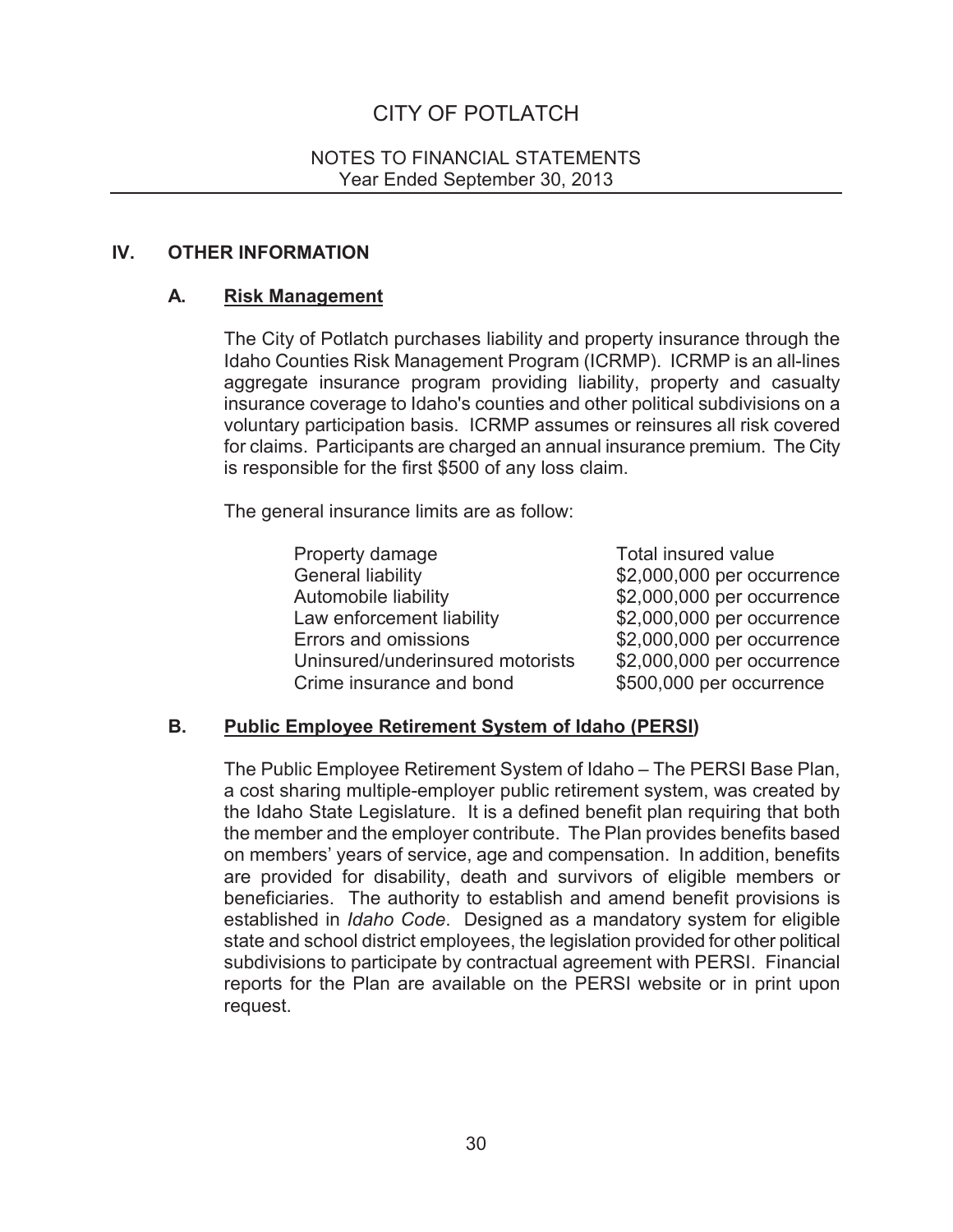# CITY OF POTLATCH

NOTES TO FINANCIAL STATEMENTS
Year Ended September 30, 2013

## IV. OTHER INFORMATION

### A. Risk Management

The City of Potlatch purchases liability and property insurance through the Idaho Counties Risk Management Program (ICRMP). ICRMP is an all-lines aggregate insurance program providing liability, property and casualty insurance coverage to Idaho's counties and other political subdivisions on a voluntary participation basis. ICRMP assumes or reinsures all risk covered for claims. Participants are charged an annual insurance premium. The City is responsible for the first $500 of any loss claim.

The general insurance limits are as follow:

| | |
|---|---|
| Property damage | Total insured value |
| General liability | $2,000,000 per occurrence |
| Automobile liability | $2,000,000 per occurrence |
| Law enforcement liability | $2,000,000 per occurrence |
| Errors and omissions | $2,000,000 per occurrence |
| Uninsured/underinsured motorists | $2,000,000 per occurrence |
| Crime insurance and bond | $500,000 per occurrence |

### B. Public Employee Retirement System of Idaho (PERSI)

The Public Employee Retirement System of Idaho – The PERSI Base Plan, a cost sharing multiple-employer public retirement system, was created by the Idaho State Legislature. It is a defined benefit plan requiring that both the member and the employer contribute. The Plan provides benefits based on members' years of service, age and compensation. In addition, benefits are provided for disability, death and survivors of eligible members or beneficiaries. The authority to establish and amend benefit provisions is established in *Idaho Code*. Designed as a mandatory system for eligible state and school district employees, the legislation provided for other political subdivisions to participate by contractual agreement with PERSI. Financial reports for the Plan are available on the PERSI website or in print upon request.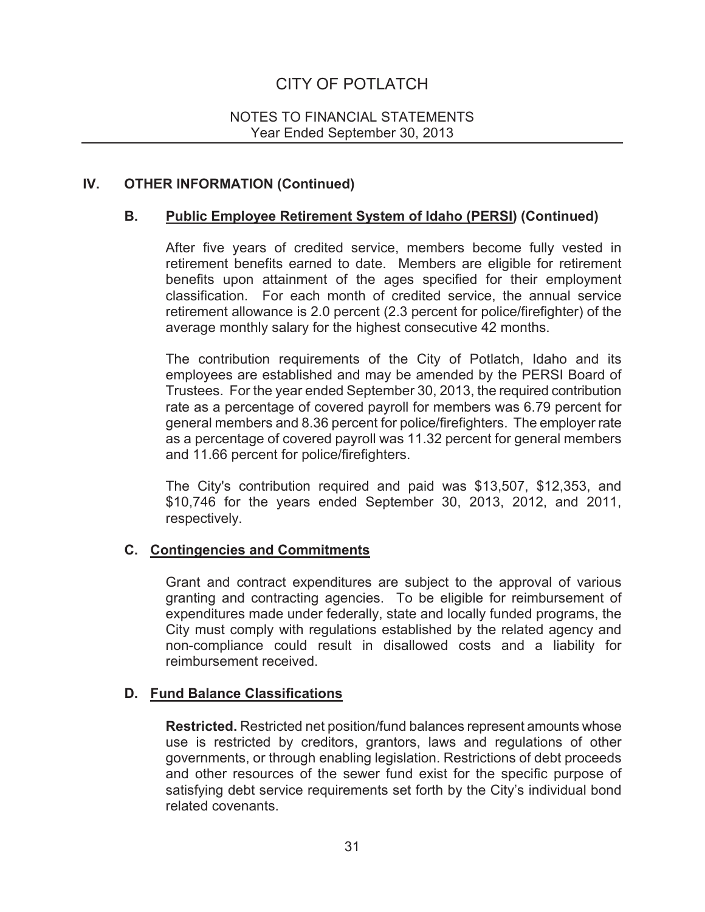## IV. OTHER INFORMATION (Continued)

### B. Public Employee Retirement System of Idaho (PERSI) (Continued)

After five years of credited service, members become fully vested in retirement benefits earned to date. Members are eligible for retirement benefits upon attainment of the ages specified for their employment classification. For each month of credited service, the annual service retirement allowance is 2.0 percent (2.3 percent for police/firefighter) of the average monthly salary for the highest consecutive 42 months.

The contribution requirements of the City of Potlatch, Idaho and its employees are established and may be amended by the PERSI Board of Trustees. For the year ended September 30, 2013, the required contribution rate as a percentage of covered payroll for members was 6.79 percent for general members and 8.36 percent for police/firefighters. The employer rate as a percentage of covered payroll was 11.32 percent for general members and 11.66 percent for police/firefighters.

The City's contribution required and paid was $13,507, $12,353, and $10,746 for the years ended September 30, 2013, 2012, and 2011, respectively.

### C. Contingencies and Commitments

Grant and contract expenditures are subject to the approval of various granting and contracting agencies. To be eligible for reimbursement of expenditures made under federally, state and locally funded programs, the City must comply with regulations established by the related agency and non-compliance could result in disallowed costs and a liability for reimbursement received.

### D. Fund Balance Classifications

**Restricted.** Restricted net position/fund balances represent amounts whose use is restricted by creditors, grantors, laws and regulations of other governments, or through enabling legislation. Restrictions of debt proceeds and other resources of the sewer fund exist for the specific purpose of satisfying debt service requirements set forth by the City's individual bond related covenants.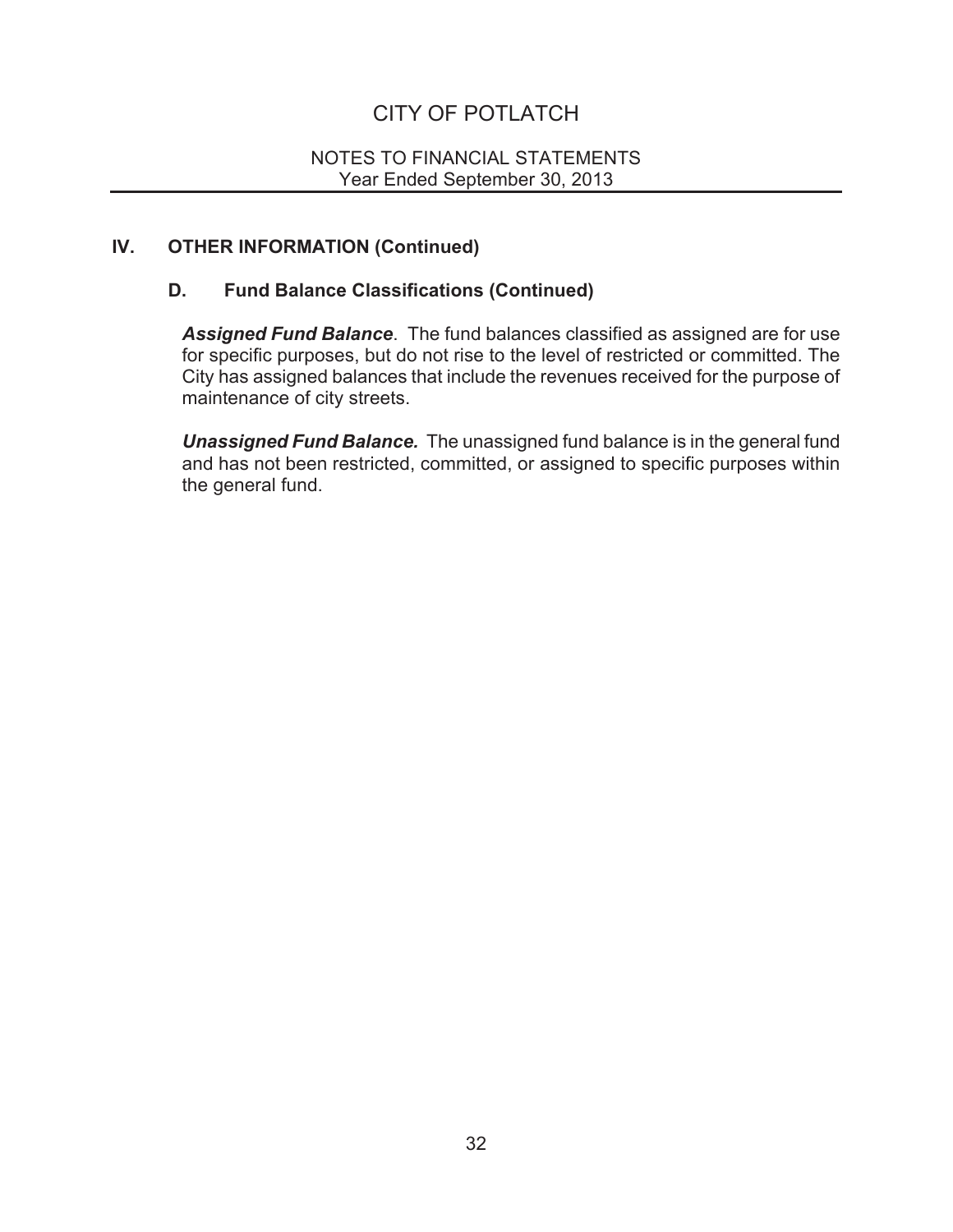## IV. OTHER INFORMATION (Continued)

### D. Fund Balance Classifications (Continued)

***Assigned Fund Balance***. The fund balances classified as assigned are for use for specific purposes, but do not rise to the level of restricted or committed. The City has assigned balances that include the revenues received for the purpose of maintenance of city streets.

***Unassigned Fund Balance.*** The unassigned fund balance is in the general fund and has not been restricted, committed, or assigned to specific purposes within the general fund.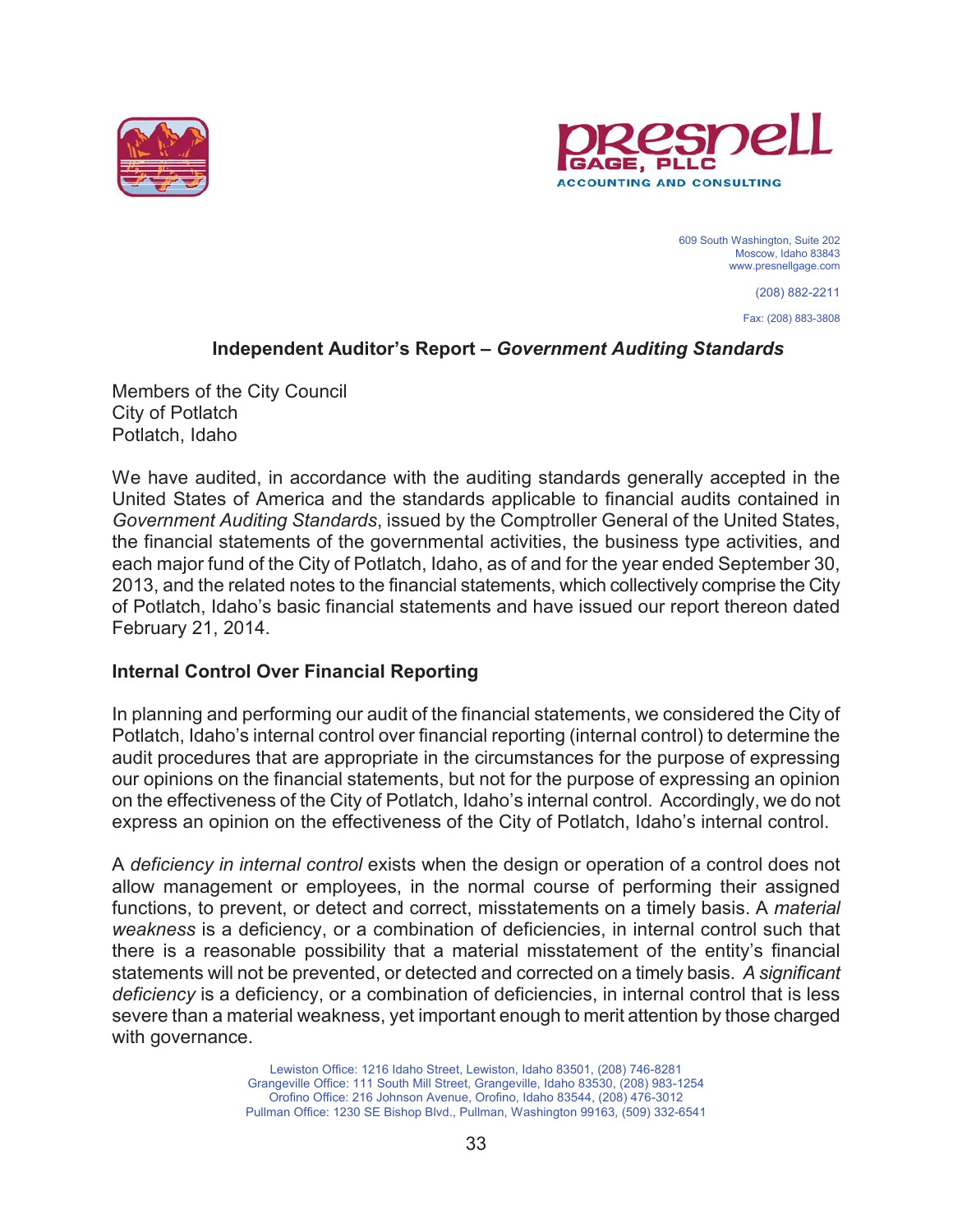Presnell Gage, PLLC
ACCOUNTING AND CONSULTING

609 South Washington, Suite 202
Moscow, Idaho 83843
www.presnellgage.com

(208) 882-2211

Fax: (208) 883-3808

## Independent Auditor's Report – *Government Auditing Standards*

Members of the City Council
City of Potlatch
Potlatch, Idaho

We have audited, in accordance with the auditing standards generally accepted in the United States of America and the standards applicable to financial audits contained in *Government Auditing Standards*, issued by the Comptroller General of the United States, the financial statements of the governmental activities, the business type activities, and each major fund of the City of Potlatch, Idaho, as of and for the year ended September 30, 2013, and the related notes to the financial statements, which collectively comprise the City of Potlatch, Idaho's basic financial statements and have issued our report thereon dated February 21, 2014.

### Internal Control Over Financial Reporting

In planning and performing our audit of the financial statements, we considered the City of Potlatch, Idaho's internal control over financial reporting (internal control) to determine the audit procedures that are appropriate in the circumstances for the purpose of expressing our opinions on the financial statements, but not for the purpose of expressing an opinion on the effectiveness of the City of Potlatch, Idaho's internal control. Accordingly, we do not express an opinion on the effectiveness of the City of Potlatch, Idaho's internal control.

A *deficiency in internal control* exists when the design or operation of a control does not allow management or employees, in the normal course of performing their assigned functions, to prevent, or detect and correct, misstatements on a timely basis. A *material weakness* is a deficiency, or a combination of deficiencies, in internal control such that there is a reasonable possibility that a material misstatement of the entity's financial statements will not be prevented, or detected and corrected on a timely basis. *A significant deficiency* is a deficiency, or a combination of deficiencies, in internal control that is less severe than a material weakness, yet important enough to merit attention by those charged with governance.

Lewiston Office: 1216 Idaho Street, Lewiston, Idaho 83501, (208) 746-8281
Grangeville Office: 111 South Mill Street, Grangeville, Idaho 83530, (208) 983-1254
Orofino Office: 216 Johnson Avenue, Orofino, Idaho 83544, (208) 476-3012
Pullman Office: 1230 SE Bishop Blvd., Pullman, Washington 99163, (509) 332-6541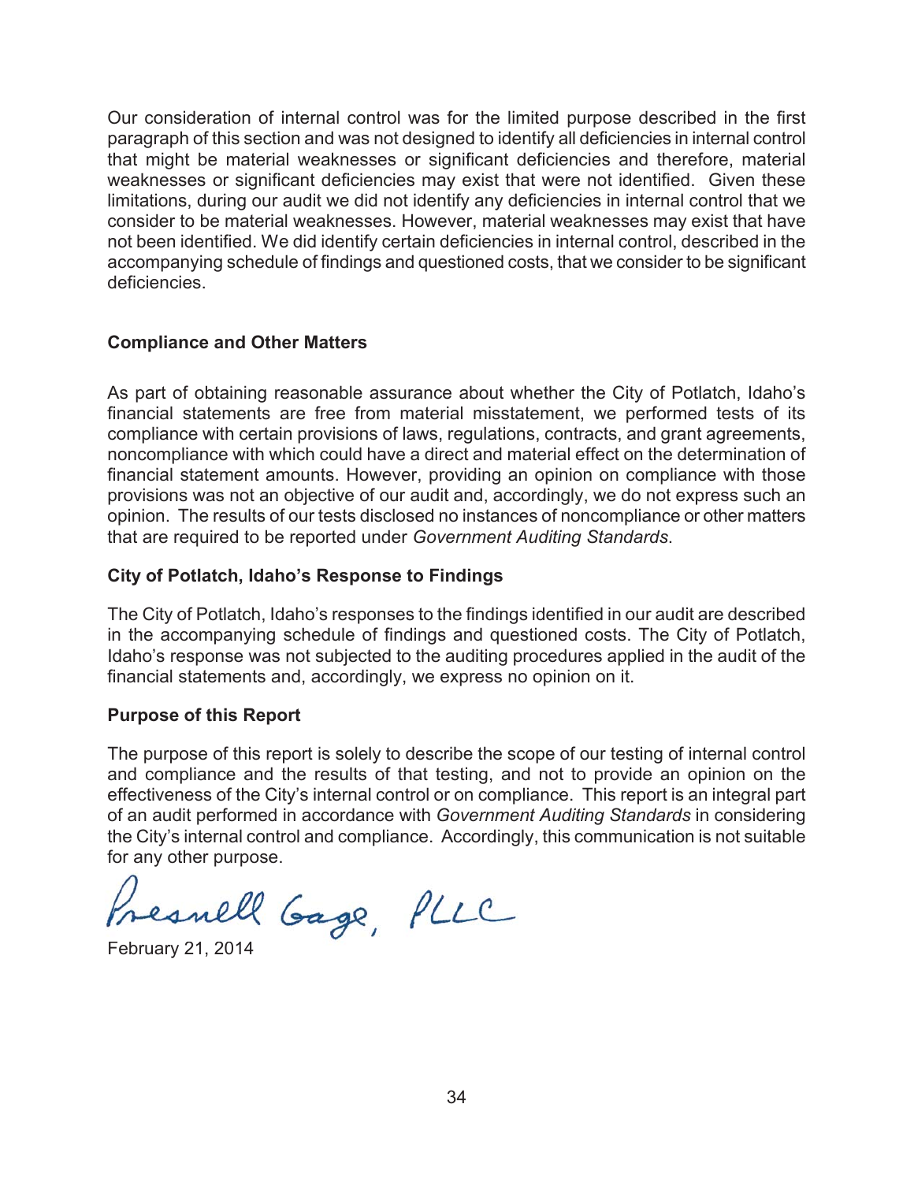Our consideration of internal control was for the limited purpose described in the first paragraph of this section and was not designed to identify all deficiencies in internal control that might be material weaknesses or significant deficiencies and therefore, material weaknesses or significant deficiencies may exist that were not identified. Given these limitations, during our audit we did not identify any deficiencies in internal control that we consider to be material weaknesses. However, material weaknesses may exist that have not been identified. We did identify certain deficiencies in internal control, described in the accompanying schedule of findings and questioned costs, that we consider to be significant deficiencies.

**Compliance and Other Matters**

As part of obtaining reasonable assurance about whether the City of Potlatch, Idaho's financial statements are free from material misstatement, we performed tests of its compliance with certain provisions of laws, regulations, contracts, and grant agreements, noncompliance with which could have a direct and material effect on the determination of financial statement amounts. However, providing an opinion on compliance with those provisions was not an objective of our audit and, accordingly, we do not express such an opinion. The results of our tests disclosed no instances of noncompliance or other matters that are required to be reported under *Government Auditing Standards*.

**City of Potlatch, Idaho's Response to Findings**

The City of Potlatch, Idaho's responses to the findings identified in our audit are described in the accompanying schedule of findings and questioned costs. The City of Potlatch, Idaho's response was not subjected to the auditing procedures applied in the audit of the financial statements and, accordingly, we express no opinion on it.

**Purpose of this Report**

The purpose of this report is solely to describe the scope of our testing of internal control and compliance and the results of that testing, and not to provide an opinion on the effectiveness of the City's internal control or on compliance. This report is an integral part of an audit performed in accordance with *Government Auditing Standards* in considering the City's internal control and compliance. Accordingly, this communication is not suitable for any other purpose.

Presnell Gage, PLLC

February 21, 2014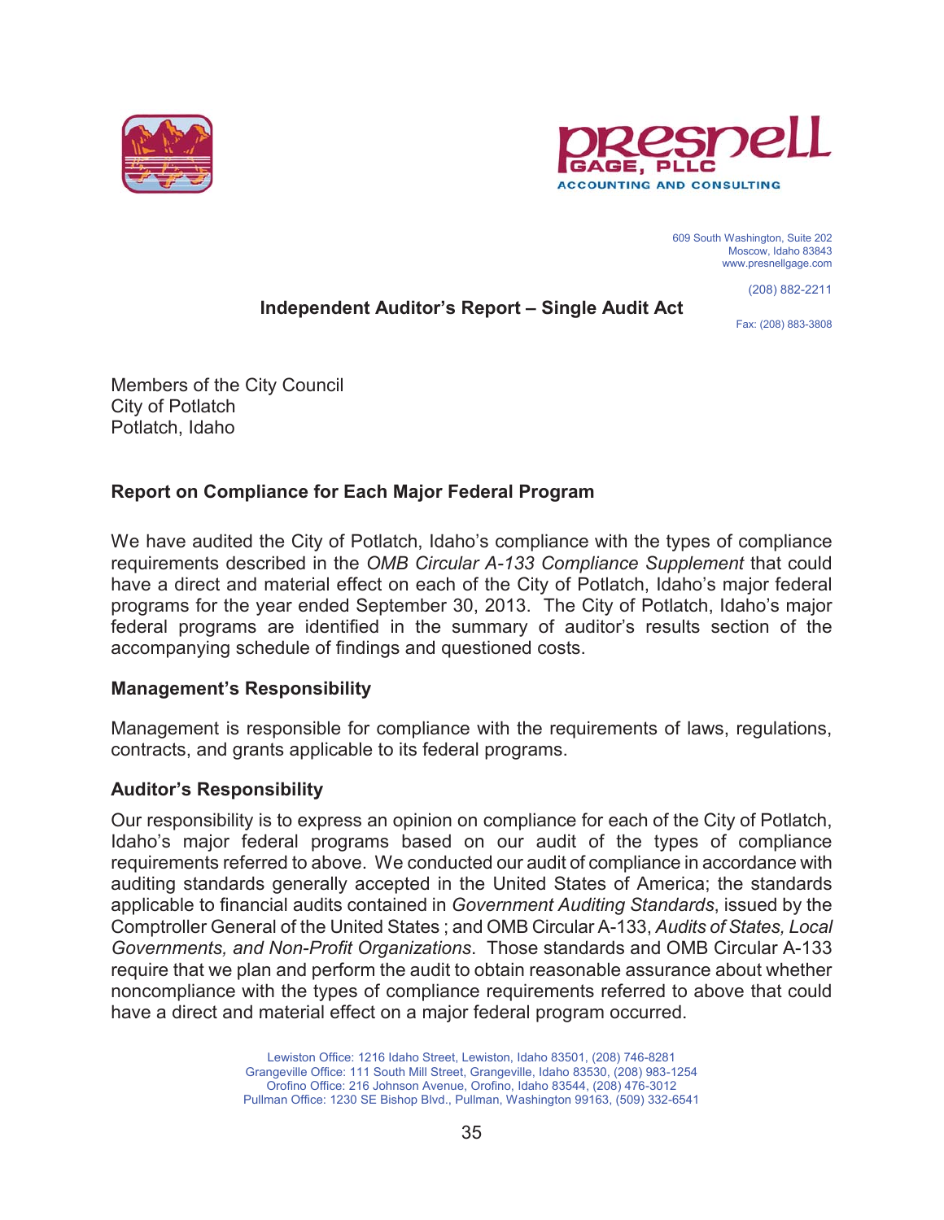Presnell Gage, PLLC
Accounting and Consulting

609 South Washington, Suite 202
Moscow, Idaho 83843
www.presnellgage.com

(208) 882-2211

Fax: (208) 883-3808

## Independent Auditor's Report – Single Audit Act

Members of the City Council
City of Potlatch
Potlatch, Idaho

### Report on Compliance for Each Major Federal Program

We have audited the City of Potlatch, Idaho's compliance with the types of compliance requirements described in the *OMB Circular A-133 Compliance Supplement* that could have a direct and material effect on each of the City of Potlatch, Idaho's major federal programs for the year ended September 30, 2013. The City of Potlatch, Idaho's major federal programs are identified in the summary of auditor's results section of the accompanying schedule of findings and questioned costs.

### Management's Responsibility

Management is responsible for compliance with the requirements of laws, regulations, contracts, and grants applicable to its federal programs.

### Auditor's Responsibility

Our responsibility is to express an opinion on compliance for each of the City of Potlatch, Idaho's major federal programs based on our audit of the types of compliance requirements referred to above. We conducted our audit of compliance in accordance with auditing standards generally accepted in the United States of America; the standards applicable to financial audits contained in *Government Auditing Standards*, issued by the Comptroller General of the United States ; and OMB Circular A-133, *Audits of States, Local Governments, and Non-Profit Organizations*. Those standards and OMB Circular A-133 require that we plan and perform the audit to obtain reasonable assurance about whether noncompliance with the types of compliance requirements referred to above that could have a direct and material effect on a major federal program occurred.

Lewiston Office: 1216 Idaho Street, Lewiston, Idaho 83501, (208) 746-8281
Grangeville Office: 111 South Mill Street, Grangeville, Idaho 83530, (208) 983-1254
Orofino Office: 216 Johnson Avenue, Orofino, Idaho 83544, (208) 476-3012
Pullman Office: 1230 SE Bishop Blvd., Pullman, Washington 99163, (509) 332-6541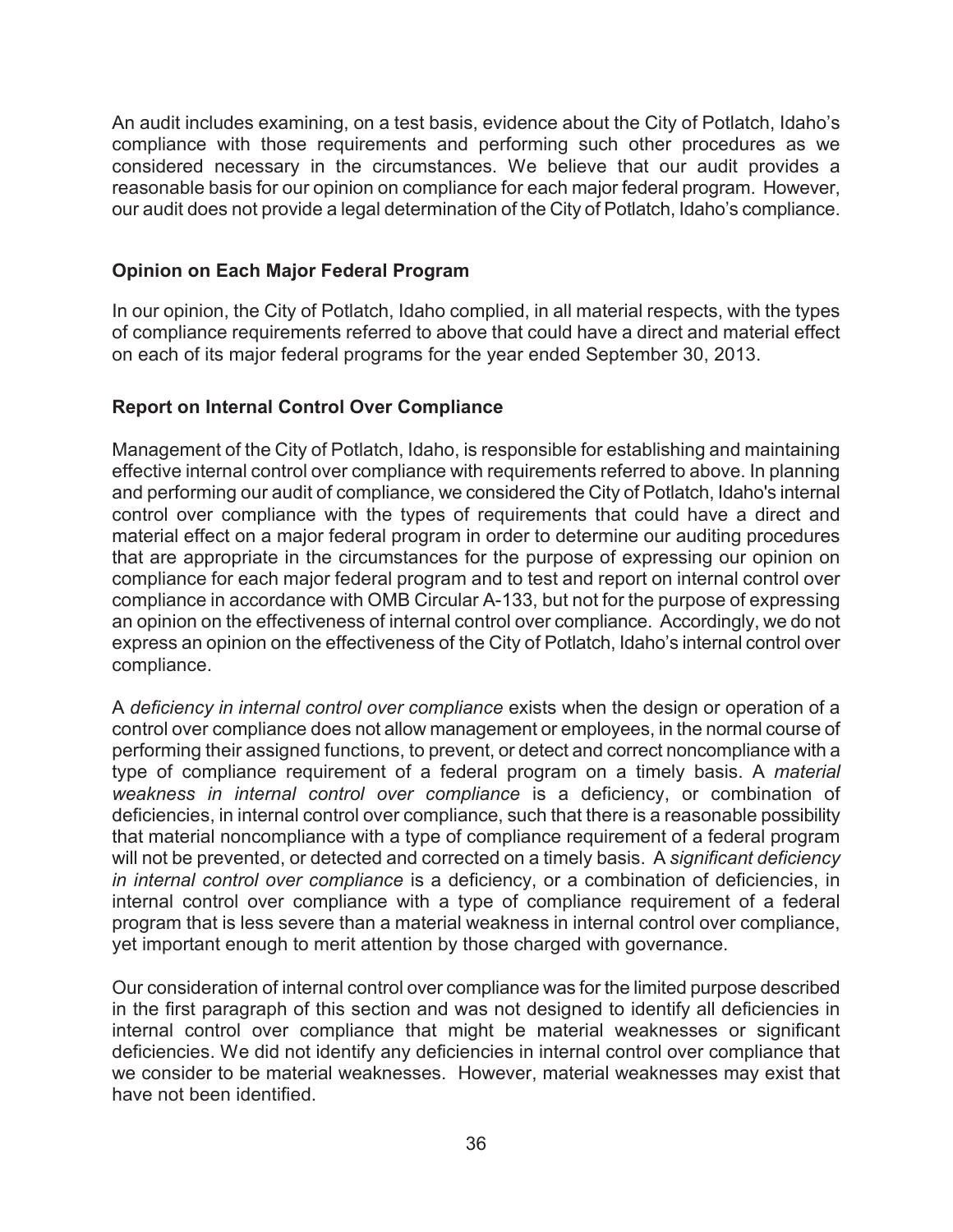An audit includes examining, on a test basis, evidence about the City of Potlatch, Idaho's compliance with those requirements and performing such other procedures as we considered necessary in the circumstances. We believe that our audit provides a reasonable basis for our opinion on compliance for each major federal program. However, our audit does not provide a legal determination of the City of Potlatch, Idaho's compliance.

## Opinion on Each Major Federal Program

In our opinion, the City of Potlatch, Idaho complied, in all material respects, with the types of compliance requirements referred to above that could have a direct and material effect on each of its major federal programs for the year ended September 30, 2013.

## Report on Internal Control Over Compliance

Management of the City of Potlatch, Idaho, is responsible for establishing and maintaining effective internal control over compliance with requirements referred to above. In planning and performing our audit of compliance, we considered the City of Potlatch, Idaho's internal control over compliance with the types of requirements that could have a direct and material effect on a major federal program in order to determine our auditing procedures that are appropriate in the circumstances for the purpose of expressing our opinion on compliance for each major federal program and to test and report on internal control over compliance in accordance with OMB Circular A-133, but not for the purpose of expressing an opinion on the effectiveness of internal control over compliance. Accordingly, we do not express an opinion on the effectiveness of the City of Potlatch, Idaho's internal control over compliance.

A *deficiency in internal control over compliance* exists when the design or operation of a control over compliance does not allow management or employees, in the normal course of performing their assigned functions, to prevent, or detect and correct noncompliance with a type of compliance requirement of a federal program on a timely basis. A *material weakness in internal control over compliance* is a deficiency, or combination of deficiencies, in internal control over compliance, such that there is a reasonable possibility that material noncompliance with a type of compliance requirement of a federal program will not be prevented, or detected and corrected on a timely basis. A *significant deficiency in internal control over compliance* is a deficiency, or a combination of deficiencies, in internal control over compliance with a type of compliance requirement of a federal program that is less severe than a material weakness in internal control over compliance, yet important enough to merit attention by those charged with governance.

Our consideration of internal control over compliance was for the limited purpose described in the first paragraph of this section and was not designed to identify all deficiencies in internal control over compliance that might be material weaknesses or significant deficiencies. We did not identify any deficiencies in internal control over compliance that we consider to be material weaknesses. However, material weaknesses may exist that have not been identified.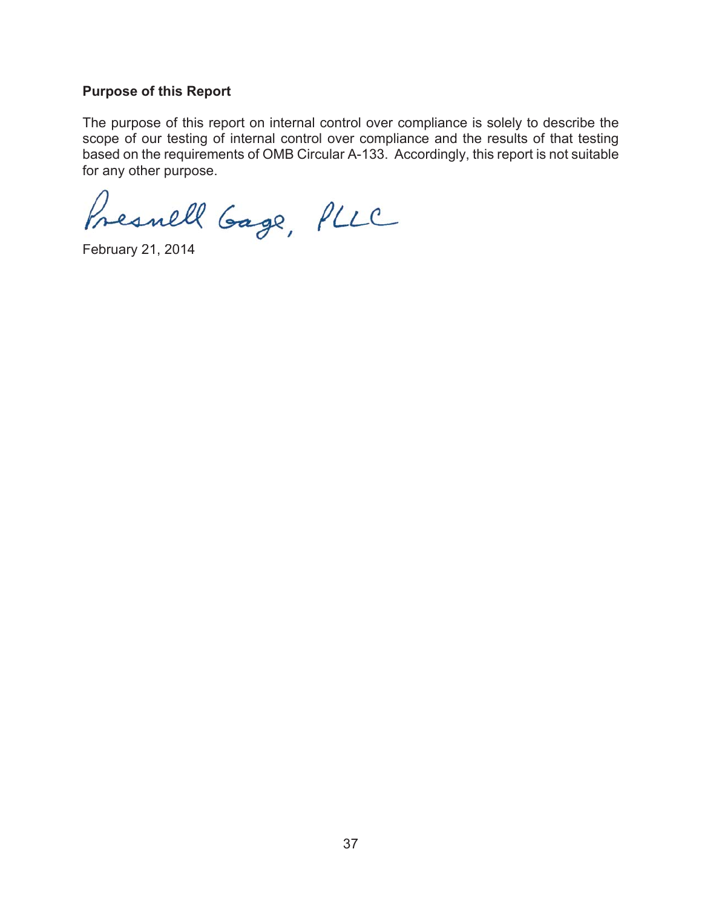**Purpose of this Report**

The purpose of this report on internal control over compliance is solely to describe the scope of our testing of internal control over compliance and the results of that testing based on the requirements of OMB Circular A-133. Accordingly, this report is not suitable for any other purpose.

Presnell Gage, PLLC

February 21, 2014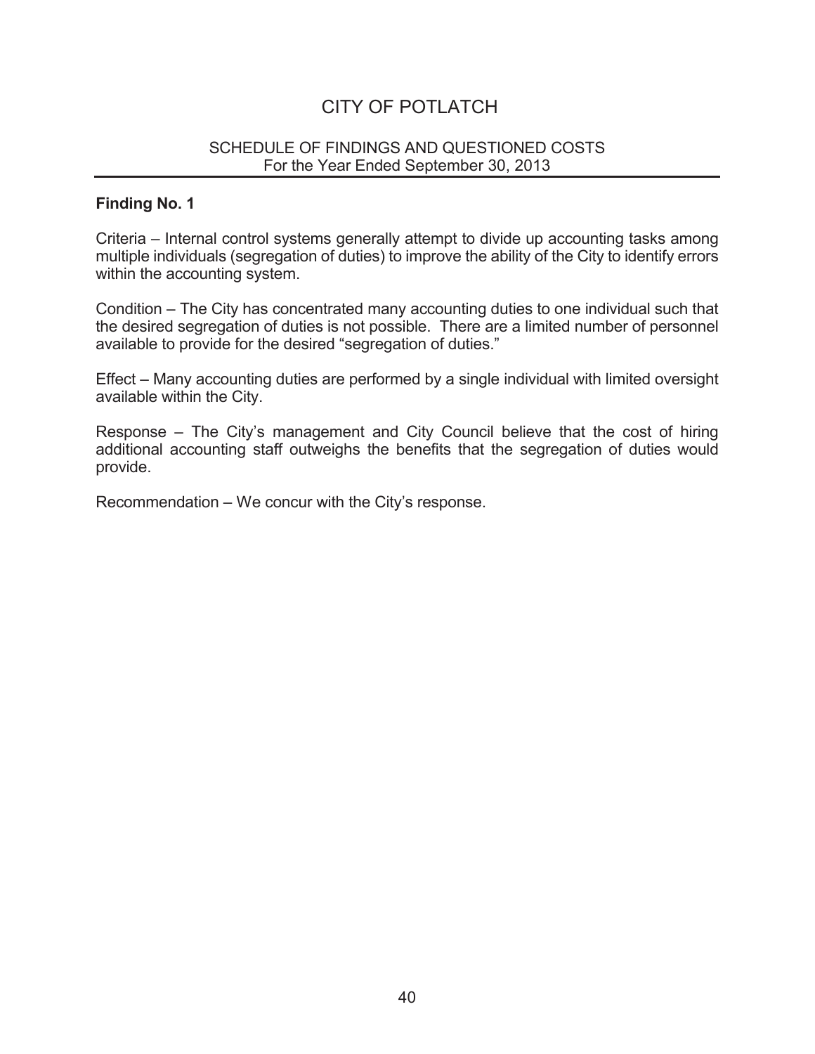# CITY OF POTLATCH

## SCHEDULE OF FINDINGS AND QUESTIONED COSTS
For the Year Ended September 30, 2013

### Finding No. 1

Criteria – Internal control systems generally attempt to divide up accounting tasks among multiple individuals (segregation of duties) to improve the ability of the City to identify errors within the accounting system.

Condition – The City has concentrated many accounting duties to one individual such that the desired segregation of duties is not possible. There are a limited number of personnel available to provide for the desired "segregation of duties."

Effect – Many accounting duties are performed by a single individual with limited oversight available within the City.

Response – The City's management and City Council believe that the cost of hiring additional accounting staff outweighs the benefits that the segregation of duties would provide.

Recommendation – We concur with the City's response.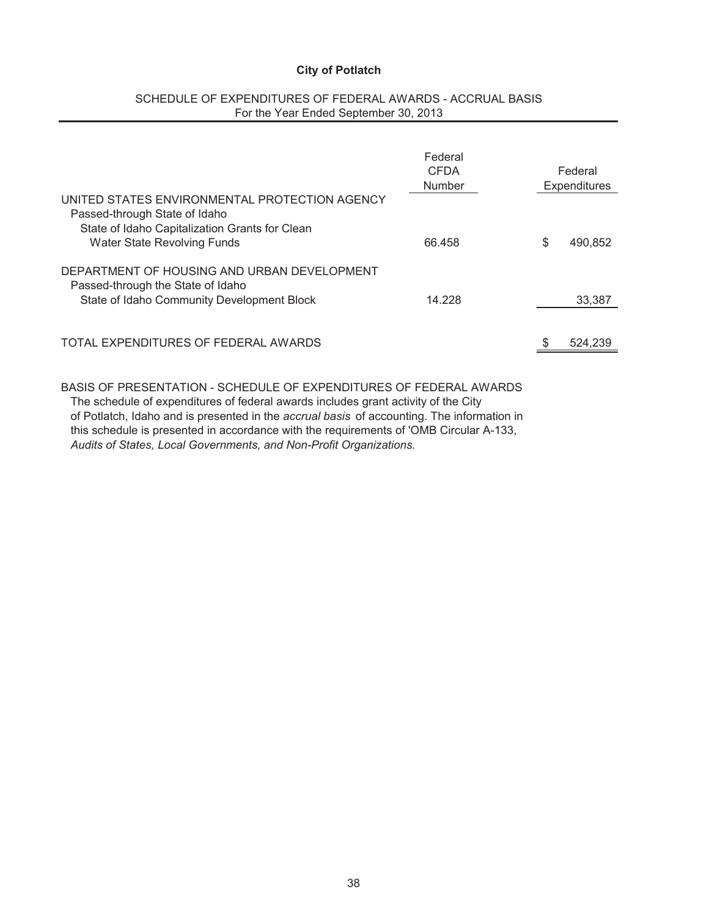**City of Potlatch**

SCHEDULE OF EXPENDITURES OF FEDERAL AWARDS - ACCRUAL BASIS
For the Year Ended September 30, 2013

| | Federal CFDA Number | Federal Expenditures |
|---|---|---|
| UNITED STATES ENVIRONMENTAL PROTECTION AGENCY | | |
| Passed-through State of Idaho | | |
| State of Idaho Capitalization Grants for Clean Water State Revolving Funds | 66.458 | $ 490,852 |
| DEPARTMENT OF HOUSING AND URBAN DEVELOPMENT | | |
| Passed-through the State of Idaho | | |
| State of Idaho Community Development Block | 14.228 | 33,387 |
| TOTAL EXPENDITURES OF FEDERAL AWARDS | | $ 524,239 |

BASIS OF PRESENTATION - SCHEDULE OF EXPENDITURES OF FEDERAL AWARDS
The schedule of expenditures of federal awards includes grant activity of the City of Potlatch, Idaho and is presented in the *accrual basis* of accounting. The information in this schedule is presented in accordance with the requirements of 'OMB Circular A-133, *Audits of States, Local Governments, and Non-Profit Organizations.*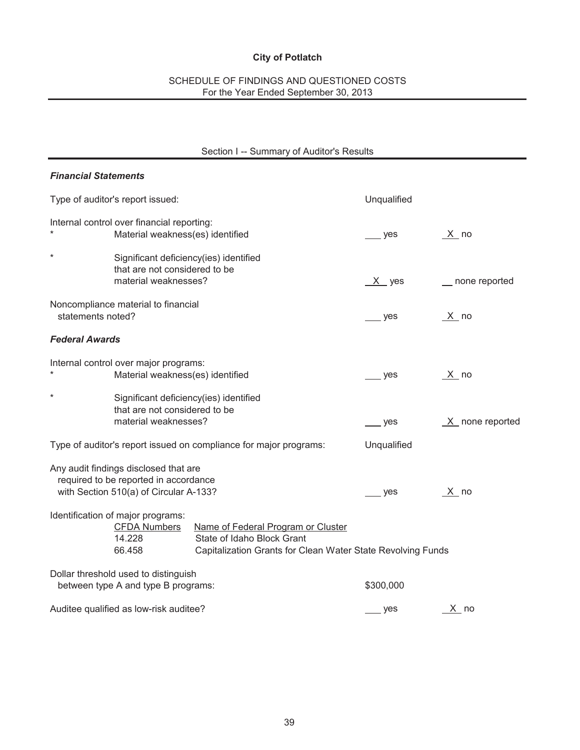# City of Potlatch

## SCHEDULE OF FINDINGS AND QUESTIONED COSTS
For the Year Ended September 30, 2013

### Section I -- Summary of Auditor's Results

***Financial Statements***

| | | |
|---|---|---|
| Type of auditor's report issued: | Unqualified | |
| Internal control over financial reporting: | | |
| * Material weakness(es) identified | ___ yes | _X_ no |
| * Significant deficiency(ies) identified that are not considered to be material weaknesses? | _X_ yes | __ none reported |
| Noncompliance material to financial statements noted? | ___ yes | _X_ no |

***Federal Awards***

| | | |
|---|---|---|
| Internal control over major programs: | | |
| * Material weakness(es) identified | ___ yes | _X_ no |
| * Significant deficiency(ies) identified that are not considered to be material weaknesses? | ___ yes | _X_ none reported |
| Type of auditor's report issued on compliance for major programs: | Unqualified | |
| Any audit findings disclosed that are required to be reported in accordance with Section 510(a) of Circular A-133? | ___ yes | _X_ no |

Identification of major programs:

| CFDA Numbers | Name of Federal Program or Cluster |
|---|---|
| 14.228 | State of Idaho Block Grant |
| 66.458 | Capitalization Grants for Clean Water State Revolving Funds |

| | | |
|---|---|---|
| Dollar threshold used to distinguish between type A and type B programs: | $300,000 | |
| Auditee qualified as low-risk auditee? | ___ yes | _X_ no |